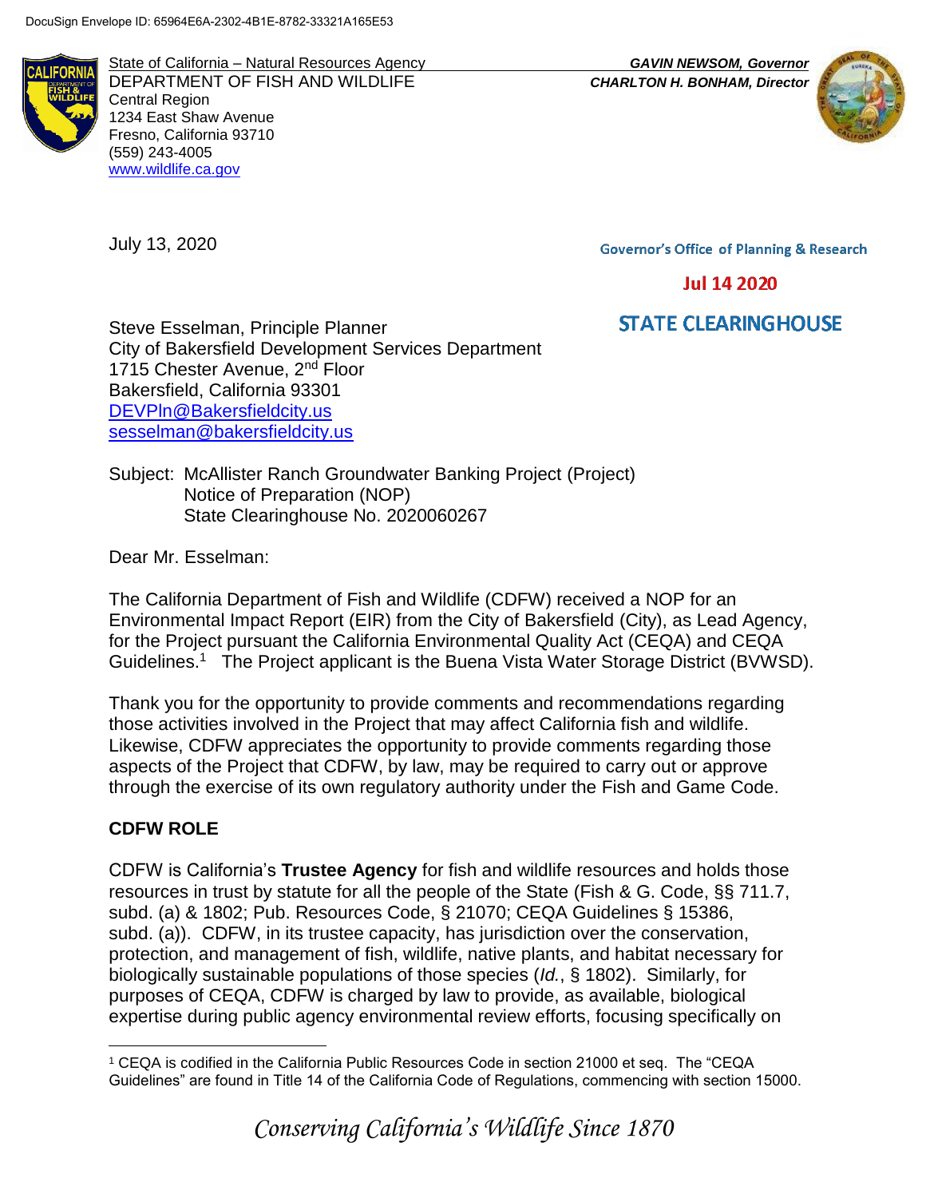DocuSign Envelope ID: 65964E6A-2302-4B1E-8782-33321A165E53

State of California – Natural Resources Agency
DEPARTMENT OF FISH AND WILDLIFE
Central Region
1234 East Shaw Avenue
Fresno, California 93710
(559) 243-4005
www.wildlife.ca.gov

***GAVIN NEWSOM, Governor***
***CHARLTON H. BONHAM, Director***

July 13, 2020

Governor's Office of Planning & Research

Jul 14 2020

STATE CLEARINGHOUSE

Steve Esselman, Principle Planner
City of Bakersfield Development Services Department
1715 Chester Avenue, 2nd Floor
Bakersfield, California 93301
DEVPln@Bakersfieldcity.us
sesselman@bakersfieldcity.us

Subject: McAllister Ranch Groundwater Banking Project (Project)
Notice of Preparation (NOP)
State Clearinghouse No. 2020060267

Dear Mr. Esselman:

The California Department of Fish and Wildlife (CDFW) received a NOP for an Environmental Impact Report (EIR) from the City of Bakersfield (City), as Lead Agency, for the Project pursuant the California Environmental Quality Act (CEQA) and CEQA Guidelines.[1] The Project applicant is the Buena Vista Water Storage District (BVWSD).

Thank you for the opportunity to provide comments and recommendations regarding those activities involved in the Project that may affect California fish and wildlife. Likewise, CDFW appreciates the opportunity to provide comments regarding those aspects of the Project that CDFW, by law, may be required to carry out or approve through the exercise of its own regulatory authority under the Fish and Game Code.

## CDFW ROLE

CDFW is California's **Trustee Agency** for fish and wildlife resources and holds those resources in trust by statute for all the people of the State (Fish & G. Code, §§ 711.7, subd. (a) & 1802; Pub. Resources Code, § 21070; CEQA Guidelines § 15386, subd. (a)). CDFW, in its trustee capacity, has jurisdiction over the conservation, protection, and management of fish, wildlife, native plants, and habitat necessary for biologically sustainable populations of those species (*Id.*, § 1802). Similarly, for purposes of CEQA, CDFW is charged by law to provide, as available, biological expertise during public agency environmental review efforts, focusing specifically on

[1] CEQA is codified in the California Public Resources Code in section 21000 et seq. The "CEQA Guidelines" are found in Title 14 of the California Code of Regulations, commencing with section 15000.

*Conserving California's Wildlife Since 1870*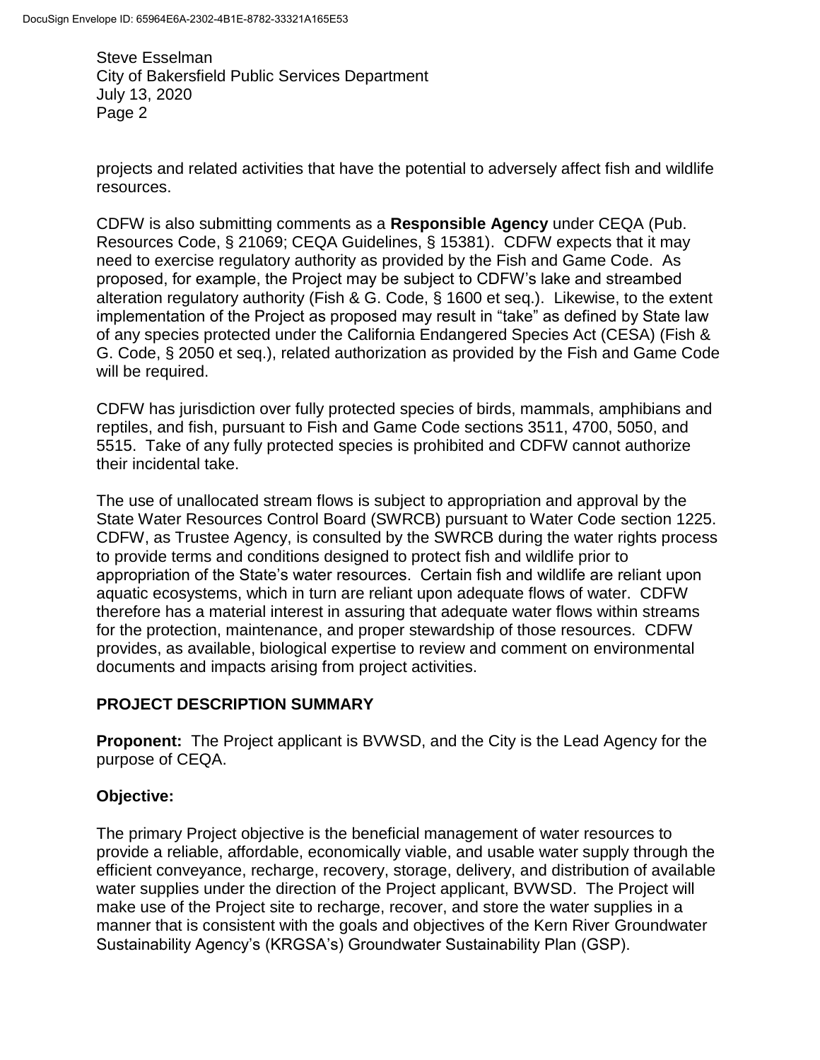projects and related activities that have the potential to adversely affect fish and wildlife resources.

CDFW is also submitting comments as a **Responsible Agency** under CEQA (Pub. Resources Code, § 21069; CEQA Guidelines, § 15381). CDFW expects that it may need to exercise regulatory authority as provided by the Fish and Game Code. As proposed, for example, the Project may be subject to CDFW's lake and streambed alteration regulatory authority (Fish & G. Code, § 1600 et seq.). Likewise, to the extent implementation of the Project as proposed may result in "take" as defined by State law of any species protected under the California Endangered Species Act (CESA) (Fish & G. Code, § 2050 et seq.), related authorization as provided by the Fish and Game Code will be required.

CDFW has jurisdiction over fully protected species of birds, mammals, amphibians and reptiles, and fish, pursuant to Fish and Game Code sections 3511, 4700, 5050, and 5515. Take of any fully protected species is prohibited and CDFW cannot authorize their incidental take.

The use of unallocated stream flows is subject to appropriation and approval by the State Water Resources Control Board (SWRCB) pursuant to Water Code section 1225. CDFW, as Trustee Agency, is consulted by the SWRCB during the water rights process to provide terms and conditions designed to protect fish and wildlife prior to appropriation of the State's water resources. Certain fish and wildlife are reliant upon aquatic ecosystems, which in turn are reliant upon adequate flows of water. CDFW therefore has a material interest in assuring that adequate water flows within streams for the protection, maintenance, and proper stewardship of those resources. CDFW provides, as available, biological expertise to review and comment on environmental documents and impacts arising from project activities.

## PROJECT DESCRIPTION SUMMARY

**Proponent:** The Project applicant is BVWSD, and the City is the Lead Agency for the purpose of CEQA.

**Objective:**

The primary Project objective is the beneficial management of water resources to provide a reliable, affordable, economically viable, and usable water supply through the efficient conveyance, recharge, recovery, storage, delivery, and distribution of available water supplies under the direction of the Project applicant, BVWSD. The Project will make use of the Project site to recharge, recover, and store the water supplies in a manner that is consistent with the goals and objectives of the Kern River Groundwater Sustainability Agency's (KRGSA's) Groundwater Sustainability Plan (GSP).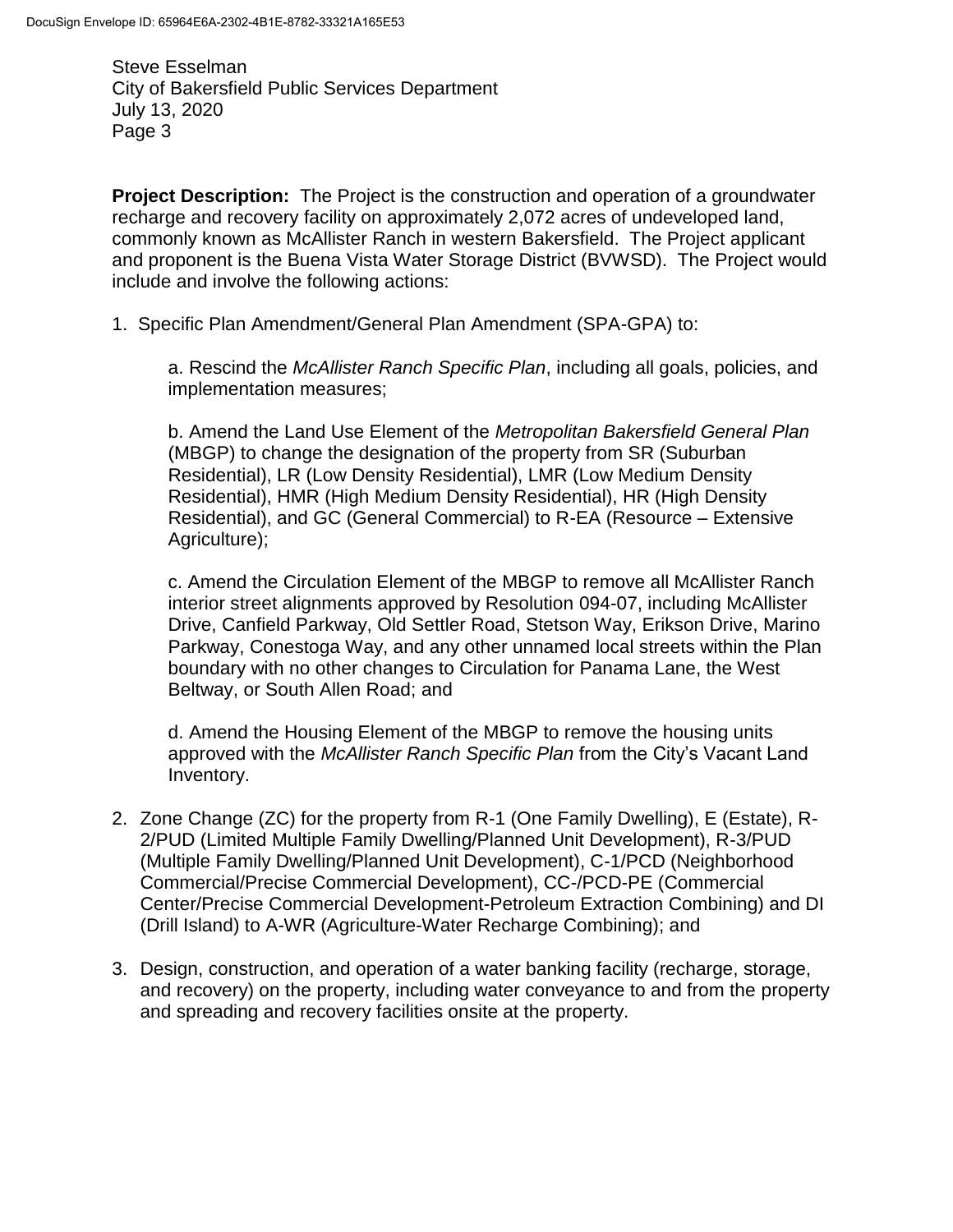**Project Description:** The Project is the construction and operation of a groundwater recharge and recovery facility on approximately 2,072 acres of undeveloped land, commonly known as McAllister Ranch in western Bakersfield. The Project applicant and proponent is the Buena Vista Water Storage District (BVWSD). The Project would include and involve the following actions:

1. Specific Plan Amendment/General Plan Amendment (SPA-GPA) to:

   a. Rescind the *McAllister Ranch Specific Plan*, including all goals, policies, and implementation measures;

   b. Amend the Land Use Element of the *Metropolitan Bakersfield General Plan* (MBGP) to change the designation of the property from SR (Suburban Residential), LR (Low Density Residential), LMR (Low Medium Density Residential), HMR (High Medium Density Residential), HR (High Density Residential), and GC (General Commercial) to R-EA (Resource – Extensive Agriculture);

   c. Amend the Circulation Element of the MBGP to remove all McAllister Ranch interior street alignments approved by Resolution 094-07, including McAllister Drive, Canfield Parkway, Old Settler Road, Stetson Way, Erikson Drive, Marino Parkway, Conestoga Way, and any other unnamed local streets within the Plan boundary with no other changes to Circulation for Panama Lane, the West Beltway, or South Allen Road; and

   d. Amend the Housing Element of the MBGP to remove the housing units approved with the *McAllister Ranch Specific Plan* from the City's Vacant Land Inventory.

2. Zone Change (ZC) for the property from R-1 (One Family Dwelling), E (Estate), R-2/PUD (Limited Multiple Family Dwelling/Planned Unit Development), R-3/PUD (Multiple Family Dwelling/Planned Unit Development), C-1/PCD (Neighborhood Commercial/Precise Commercial Development), CC-/PCD-PE (Commercial Center/Precise Commercial Development-Petroleum Extraction Combining) and DI (Drill Island) to A-WR (Agriculture-Water Recharge Combining); and

3. Design, construction, and operation of a water banking facility (recharge, storage, and recovery) on the property, including water conveyance to and from the property and spreading and recovery facilities onsite at the property.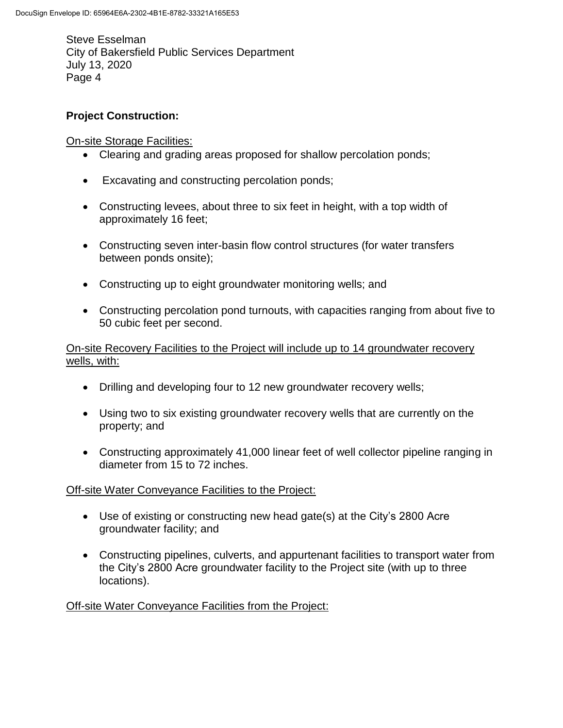**Project Construction:**

On-site Storage Facilities:

- Clearing and grading areas proposed for shallow percolation ponds;
- Excavating and constructing percolation ponds;
- Constructing levees, about three to six feet in height, with a top width of approximately 16 feet;
- Constructing seven inter-basin flow control structures (for water transfers between ponds onsite);
- Constructing up to eight groundwater monitoring wells; and
- Constructing percolation pond turnouts, with capacities ranging from about five to 50 cubic feet per second.

On-site Recovery Facilities to the Project will include up to 14 groundwater recovery wells, with:

- Drilling and developing four to 12 new groundwater recovery wells;
- Using two to six existing groundwater recovery wells that are currently on the property; and
- Constructing approximately 41,000 linear feet of well collector pipeline ranging in diameter from 15 to 72 inches.

Off-site Water Conveyance Facilities to the Project:

- Use of existing or constructing new head gate(s) at the City's 2800 Acre groundwater facility; and
- Constructing pipelines, culverts, and appurtenant facilities to transport water from the City's 2800 Acre groundwater facility to the Project site (with up to three locations).

Off-site Water Conveyance Facilities from the Project: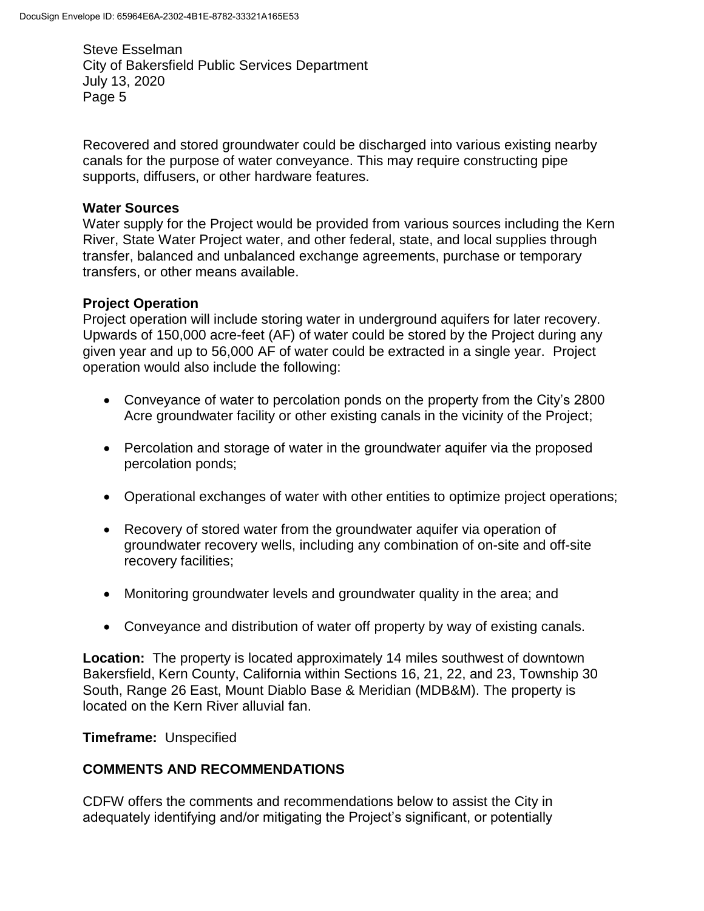Recovered and stored groundwater could be discharged into various existing nearby canals for the purpose of water conveyance. This may require constructing pipe supports, diffusers, or other hardware features.

**Water Sources**
Water supply for the Project would be provided from various sources including the Kern River, State Water Project water, and other federal, state, and local supplies through transfer, balanced and unbalanced exchange agreements, purchase or temporary transfers, or other means available.

**Project Operation**
Project operation will include storing water in underground aquifers for later recovery. Upwards of 150,000 acre-feet (AF) of water could be stored by the Project during any given year and up to 56,000 AF of water could be extracted in a single year. Project operation would also include the following:

- Conveyance of water to percolation ponds on the property from the City's 2800 Acre groundwater facility or other existing canals in the vicinity of the Project;
- Percolation and storage of water in the groundwater aquifer via the proposed percolation ponds;
- Operational exchanges of water with other entities to optimize project operations;
- Recovery of stored water from the groundwater aquifer via operation of groundwater recovery wells, including any combination of on-site and off-site recovery facilities;
- Monitoring groundwater levels and groundwater quality in the area; and
- Conveyance and distribution of water off property by way of existing canals.

**Location:** The property is located approximately 14 miles southwest of downtown Bakersfield, Kern County, California within Sections 16, 21, 22, and 23, Township 30 South, Range 26 East, Mount Diablo Base & Meridian (MDB&M). The property is located on the Kern River alluvial fan.

**Timeframe:** Unspecified

## COMMENTS AND RECOMMENDATIONS

CDFW offers the comments and recommendations below to assist the City in adequately identifying and/or mitigating the Project's significant, or potentially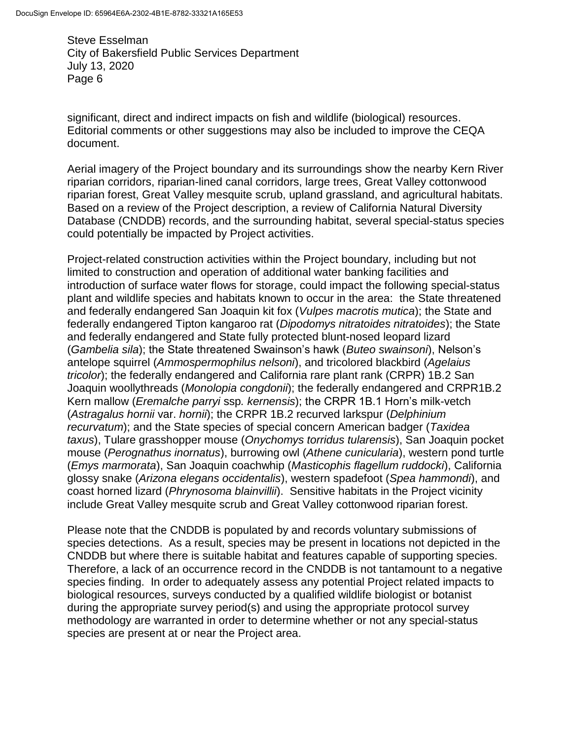significant, direct and indirect impacts on fish and wildlife (biological) resources. Editorial comments or other suggestions may also be included to improve the CEQA document.

Aerial imagery of the Project boundary and its surroundings show the nearby Kern River riparian corridors, riparian-lined canal corridors, large trees, Great Valley cottonwood riparian forest, Great Valley mesquite scrub, upland grassland, and agricultural habitats. Based on a review of the Project description, a review of California Natural Diversity Database (CNDDB) records, and the surrounding habitat, several special-status species could potentially be impacted by Project activities.

Project-related construction activities within the Project boundary, including but not limited to construction and operation of additional water banking facilities and introduction of surface water flows for storage, could impact the following special-status plant and wildlife species and habitats known to occur in the area: the State threatened and federally endangered San Joaquin kit fox (*Vulpes macrotis mutica*); the State and federally endangered Tipton kangaroo rat (*Dipodomys nitratoides nitratoides*); the State and federally endangered and State fully protected blunt-nosed leopard lizard (*Gambelia sila*); the State threatened Swainson's hawk (*Buteo swainsoni*), Nelson's antelope squirrel (*Ammospermophilus nelsoni*), and tricolored blackbird (*Agelaius tricolor*); the federally endangered and California rare plant rank (CRPR) 1B.2 San Joaquin woollythreads (*Monolopia congdonii*); the federally endangered and CRPR1B.2 Kern mallow (*Eremalche parryi* ssp*. kernensis*); the CRPR 1B.1 Horn's milk-vetch (*Astragalus hornii* var. *hornii*); the CRPR 1B.2 recurved larkspur (*Delphinium recurvatum*); and the State species of special concern American badger (*Taxidea taxus*), Tulare grasshopper mouse (*Onychomys torridus tularensis*), San Joaquin pocket mouse (*Perognathus inornatus*), burrowing owl (*Athene cunicularia*), western pond turtle (*Emys marmorata*), San Joaquin coachwhip (*Masticophis flagellum ruddocki*), California glossy snake (*Arizona elegans occidentalis*), western spadefoot (*Spea hammondi*), and coast horned lizard (*Phrynosoma blainvillii*). Sensitive habitats in the Project vicinity include Great Valley mesquite scrub and Great Valley cottonwood riparian forest.

Please note that the CNDDB is populated by and records voluntary submissions of species detections. As a result, species may be present in locations not depicted in the CNDDB but where there is suitable habitat and features capable of supporting species. Therefore, a lack of an occurrence record in the CNDDB is not tantamount to a negative species finding. In order to adequately assess any potential Project related impacts to biological resources, surveys conducted by a qualified wildlife biologist or botanist during the appropriate survey period(s) and using the appropriate protocol survey methodology are warranted in order to determine whether or not any special-status species are present at or near the Project area.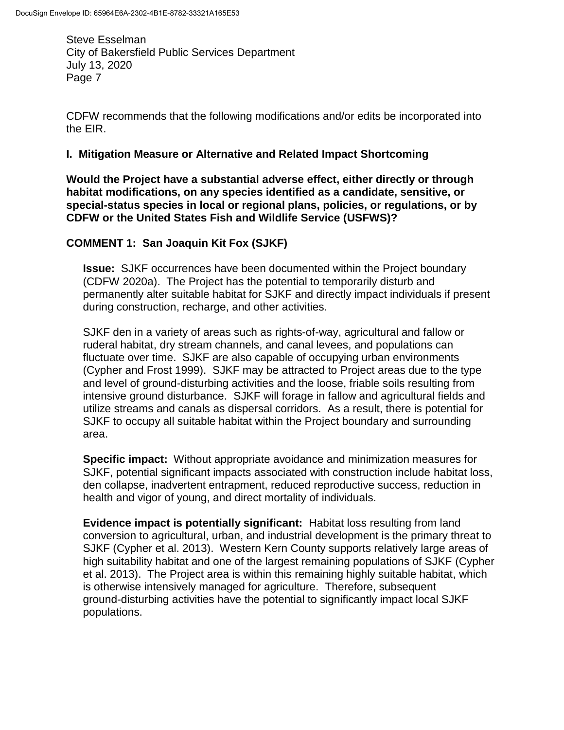CDFW recommends that the following modifications and/or edits be incorporated into the EIR.

**I. Mitigation Measure or Alternative and Related Impact Shortcoming**

**Would the Project have a substantial adverse effect, either directly or through habitat modifications, on any species identified as a candidate, sensitive, or special-status species in local or regional plans, policies, or regulations, or by CDFW or the United States Fish and Wildlife Service (USFWS)?**

**COMMENT 1: San Joaquin Kit Fox (SJKF)**

**Issue:** SJKF occurrences have been documented within the Project boundary (CDFW 2020a). The Project has the potential to temporarily disturb and permanently alter suitable habitat for SJKF and directly impact individuals if present during construction, recharge, and other activities.

SJKF den in a variety of areas such as rights-of-way, agricultural and fallow or ruderal habitat, dry stream channels, and canal levees, and populations can fluctuate over time. SJKF are also capable of occupying urban environments (Cypher and Frost 1999). SJKF may be attracted to Project areas due to the type and level of ground-disturbing activities and the loose, friable soils resulting from intensive ground disturbance. SJKF will forage in fallow and agricultural fields and utilize streams and canals as dispersal corridors. As a result, there is potential for SJKF to occupy all suitable habitat within the Project boundary and surrounding area.

**Specific impact:** Without appropriate avoidance and minimization measures for SJKF, potential significant impacts associated with construction include habitat loss, den collapse, inadvertent entrapment, reduced reproductive success, reduction in health and vigor of young, and direct mortality of individuals.

**Evidence impact is potentially significant:** Habitat loss resulting from land conversion to agricultural, urban, and industrial development is the primary threat to SJKF (Cypher et al. 2013). Western Kern County supports relatively large areas of high suitability habitat and one of the largest remaining populations of SJKF (Cypher et al. 2013). The Project area is within this remaining highly suitable habitat, which is otherwise intensively managed for agriculture. Therefore, subsequent ground-disturbing activities have the potential to significantly impact local SJKF populations.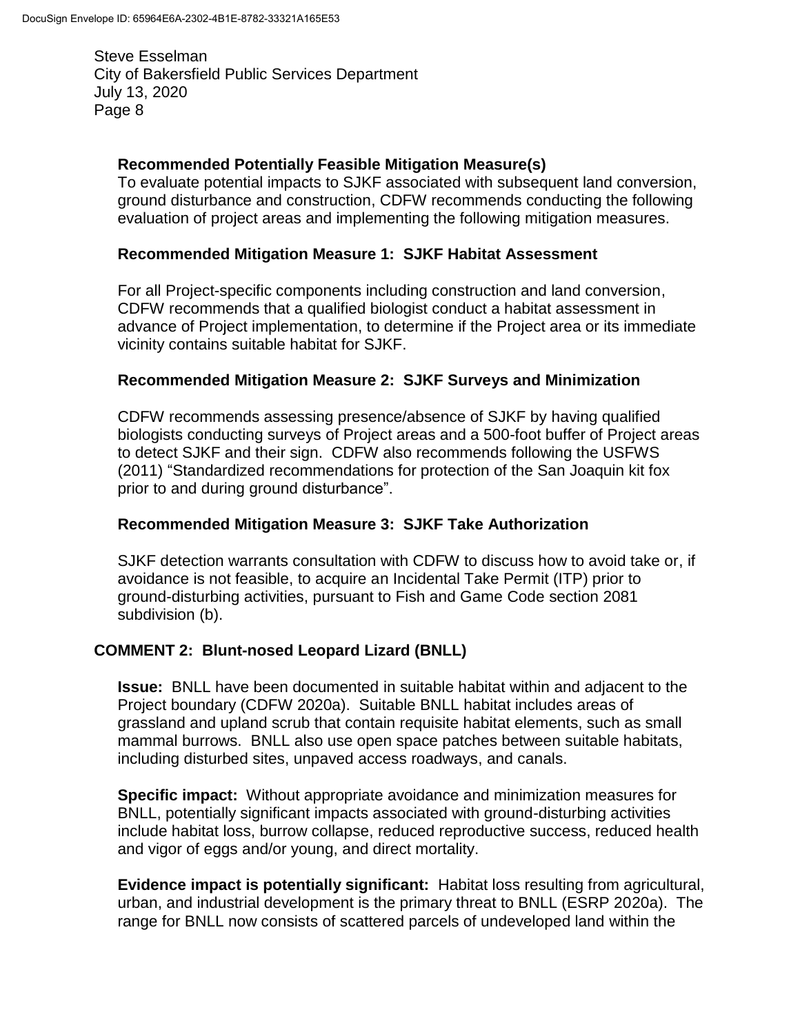**Recommended Potentially Feasible Mitigation Measure(s)**

To evaluate potential impacts to SJKF associated with subsequent land conversion, ground disturbance and construction, CDFW recommends conducting the following evaluation of project areas and implementing the following mitigation measures.

**Recommended Mitigation Measure 1: SJKF Habitat Assessment**

For all Project-specific components including construction and land conversion, CDFW recommends that a qualified biologist conduct a habitat assessment in advance of Project implementation, to determine if the Project area or its immediate vicinity contains suitable habitat for SJKF.

**Recommended Mitigation Measure 2: SJKF Surveys and Minimization**

CDFW recommends assessing presence/absence of SJKF by having qualified biologists conducting surveys of Project areas and a 500-foot buffer of Project areas to detect SJKF and their sign. CDFW also recommends following the USFWS (2011) "Standardized recommendations for protection of the San Joaquin kit fox prior to and during ground disturbance".

**Recommended Mitigation Measure 3: SJKF Take Authorization**

SJKF detection warrants consultation with CDFW to discuss how to avoid take or, if avoidance is not feasible, to acquire an Incidental Take Permit (ITP) prior to ground-disturbing activities, pursuant to Fish and Game Code section 2081 subdivision (b).

**COMMENT 2: Blunt-nosed Leopard Lizard (BNLL)**

**Issue:** BNLL have been documented in suitable habitat within and adjacent to the Project boundary (CDFW 2020a). Suitable BNLL habitat includes areas of grassland and upland scrub that contain requisite habitat elements, such as small mammal burrows. BNLL also use open space patches between suitable habitats, including disturbed sites, unpaved access roadways, and canals.

**Specific impact:** Without appropriate avoidance and minimization measures for BNLL, potentially significant impacts associated with ground-disturbing activities include habitat loss, burrow collapse, reduced reproductive success, reduced health and vigor of eggs and/or young, and direct mortality.

**Evidence impact is potentially significant:** Habitat loss resulting from agricultural, urban, and industrial development is the primary threat to BNLL (ESRP 2020a). The range for BNLL now consists of scattered parcels of undeveloped land within the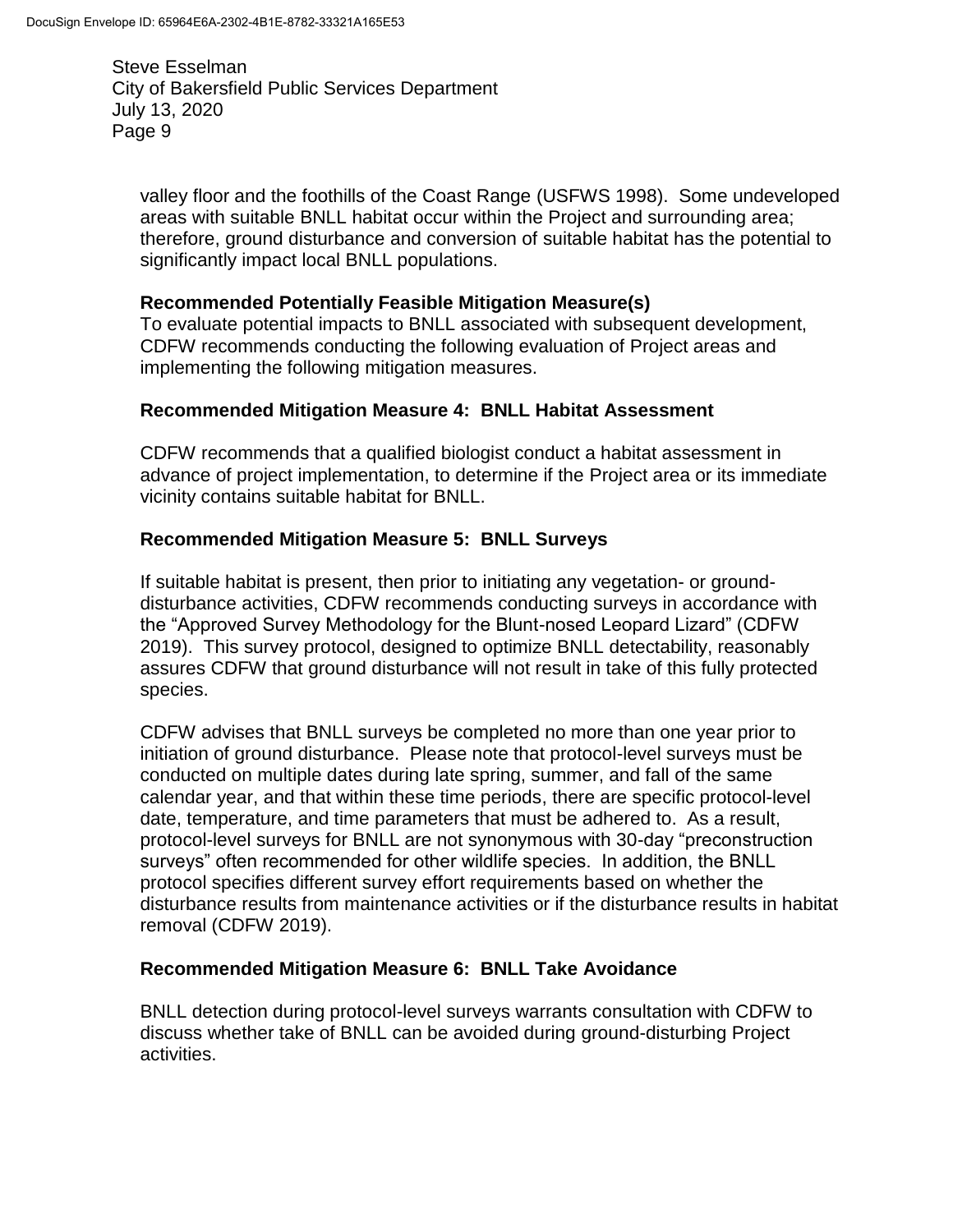valley floor and the foothills of the Coast Range (USFWS 1998). Some undeveloped areas with suitable BNLL habitat occur within the Project and surrounding area; therefore, ground disturbance and conversion of suitable habitat has the potential to significantly impact local BNLL populations.

**Recommended Potentially Feasible Mitigation Measure(s)**
To evaluate potential impacts to BNLL associated with subsequent development, CDFW recommends conducting the following evaluation of Project areas and implementing the following mitigation measures.

**Recommended Mitigation Measure 4: BNLL Habitat Assessment**

CDFW recommends that a qualified biologist conduct a habitat assessment in advance of project implementation, to determine if the Project area or its immediate vicinity contains suitable habitat for BNLL.

**Recommended Mitigation Measure 5: BNLL Surveys**

If suitable habitat is present, then prior to initiating any vegetation- or ground-disturbance activities, CDFW recommends conducting surveys in accordance with the "Approved Survey Methodology for the Blunt-nosed Leopard Lizard" (CDFW 2019). This survey protocol, designed to optimize BNLL detectability, reasonably assures CDFW that ground disturbance will not result in take of this fully protected species.

CDFW advises that BNLL surveys be completed no more than one year prior to initiation of ground disturbance. Please note that protocol-level surveys must be conducted on multiple dates during late spring, summer, and fall of the same calendar year, and that within these time periods, there are specific protocol-level date, temperature, and time parameters that must be adhered to. As a result, protocol-level surveys for BNLL are not synonymous with 30-day "preconstruction surveys" often recommended for other wildlife species. In addition, the BNLL protocol specifies different survey effort requirements based on whether the disturbance results from maintenance activities or if the disturbance results in habitat removal (CDFW 2019).

**Recommended Mitigation Measure 6: BNLL Take Avoidance**

BNLL detection during protocol-level surveys warrants consultation with CDFW to discuss whether take of BNLL can be avoided during ground-disturbing Project activities.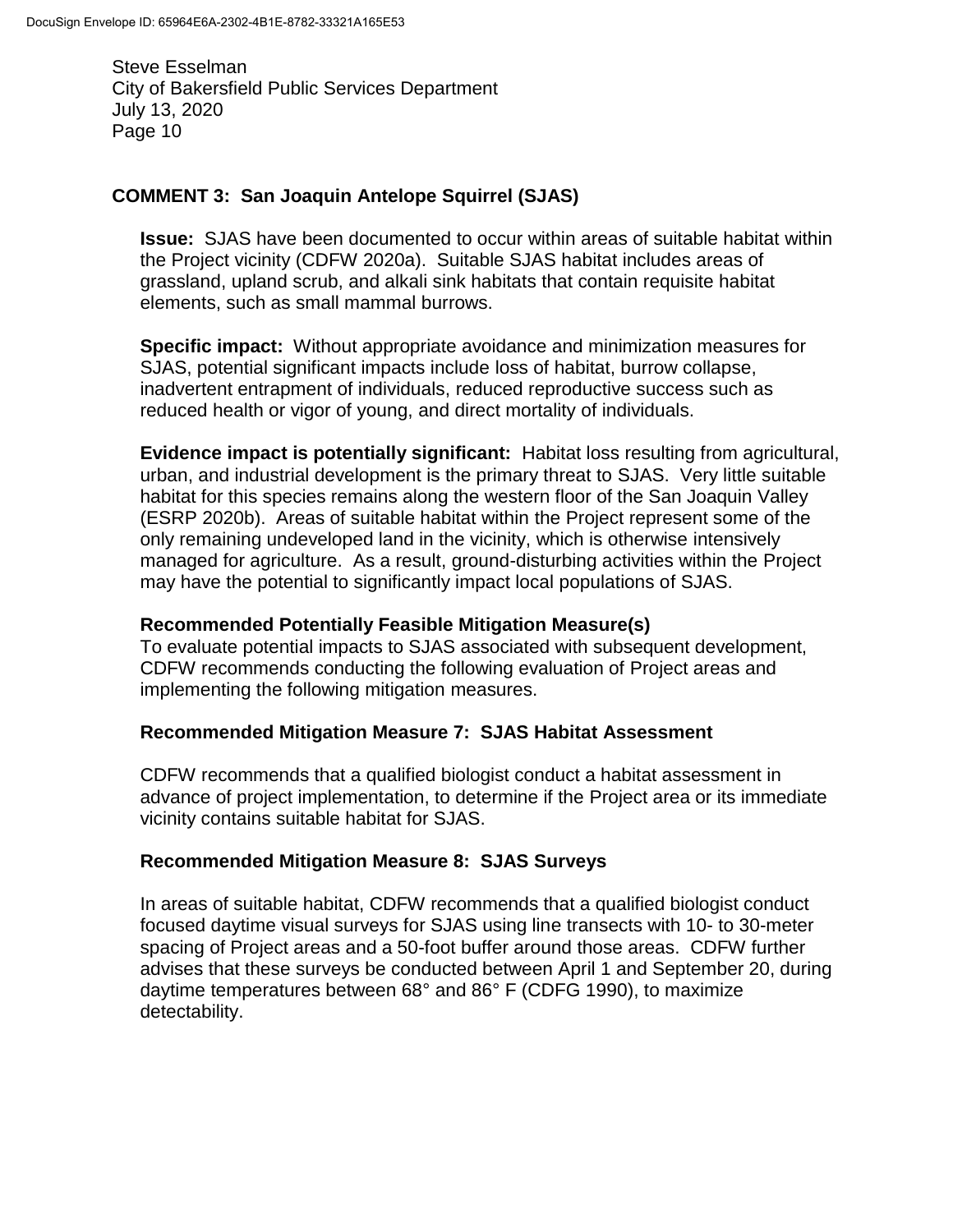## COMMENT 3: San Joaquin Antelope Squirrel (SJAS)

**Issue:** SJAS have been documented to occur within areas of suitable habitat within the Project vicinity (CDFW 2020a). Suitable SJAS habitat includes areas of grassland, upland scrub, and alkali sink habitats that contain requisite habitat elements, such as small mammal burrows.

**Specific impact:** Without appropriate avoidance and minimization measures for SJAS, potential significant impacts include loss of habitat, burrow collapse, inadvertent entrapment of individuals, reduced reproductive success such as reduced health or vigor of young, and direct mortality of individuals.

**Evidence impact is potentially significant:** Habitat loss resulting from agricultural, urban, and industrial development is the primary threat to SJAS. Very little suitable habitat for this species remains along the western floor of the San Joaquin Valley (ESRP 2020b). Areas of suitable habitat within the Project represent some of the only remaining undeveloped land in the vicinity, which is otherwise intensively managed for agriculture. As a result, ground-disturbing activities within the Project may have the potential to significantly impact local populations of SJAS.

**Recommended Potentially Feasible Mitigation Measure(s)**
To evaluate potential impacts to SJAS associated with subsequent development, CDFW recommends conducting the following evaluation of Project areas and implementing the following mitigation measures.

### Recommended Mitigation Measure 7: SJAS Habitat Assessment

CDFW recommends that a qualified biologist conduct a habitat assessment in advance of project implementation, to determine if the Project area or its immediate vicinity contains suitable habitat for SJAS.

### Recommended Mitigation Measure 8: SJAS Surveys

In areas of suitable habitat, CDFW recommends that a qualified biologist conduct focused daytime visual surveys for SJAS using line transects with 10- to 30-meter spacing of Project areas and a 50-foot buffer around those areas. CDFW further advises that these surveys be conducted between April 1 and September 20, during daytime temperatures between 68° and 86° F (CDFG 1990), to maximize detectability.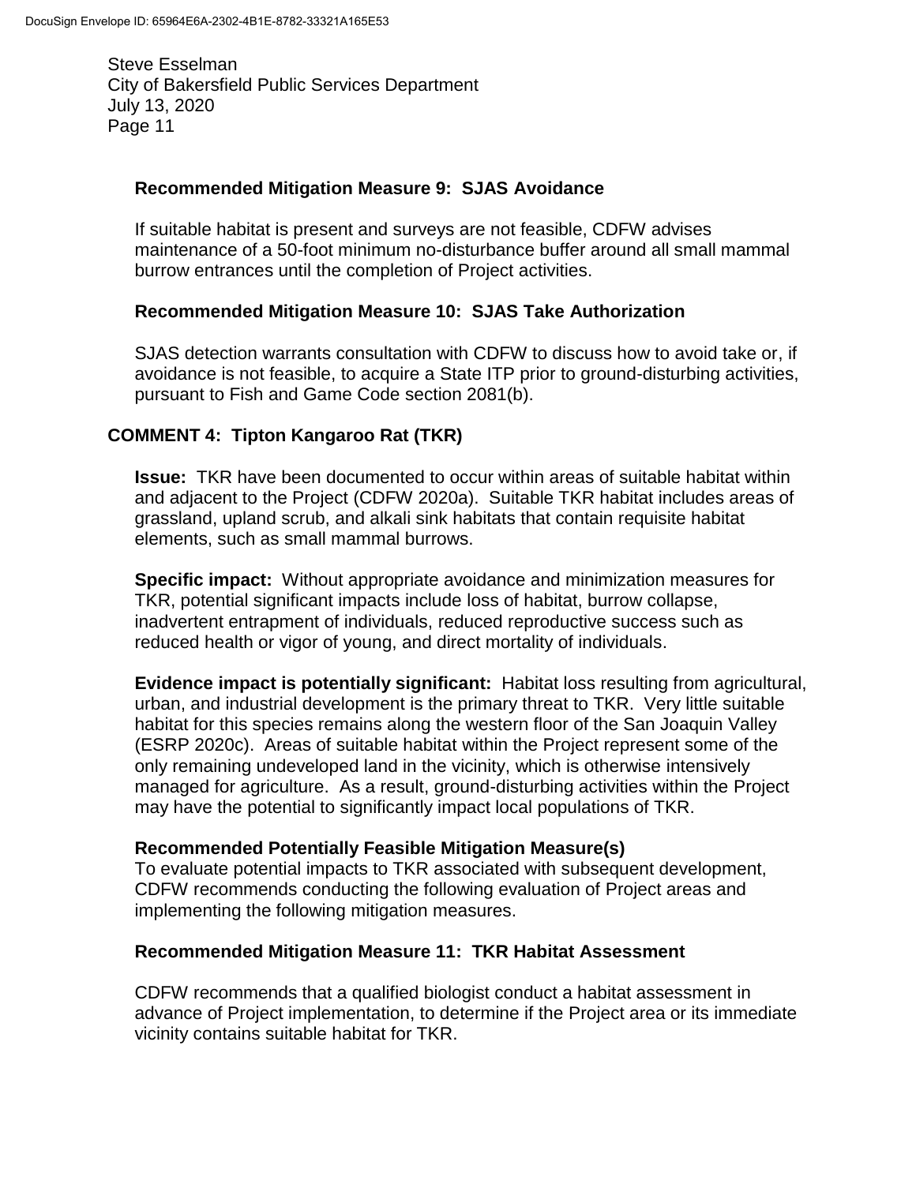**Recommended Mitigation Measure 9: SJAS Avoidance**

If suitable habitat is present and surveys are not feasible, CDFW advises maintenance of a 50-foot minimum no-disturbance buffer around all small mammal burrow entrances until the completion of Project activities.

**Recommended Mitigation Measure 10: SJAS Take Authorization**

SJAS detection warrants consultation with CDFW to discuss how to avoid take or, if avoidance is not feasible, to acquire a State ITP prior to ground-disturbing activities, pursuant to Fish and Game Code section 2081(b).

## COMMENT 4: Tipton Kangaroo Rat (TKR)

**Issue:** TKR have been documented to occur within areas of suitable habitat within and adjacent to the Project (CDFW 2020a). Suitable TKR habitat includes areas of grassland, upland scrub, and alkali sink habitats that contain requisite habitat elements, such as small mammal burrows.

**Specific impact:** Without appropriate avoidance and minimization measures for TKR, potential significant impacts include loss of habitat, burrow collapse, inadvertent entrapment of individuals, reduced reproductive success such as reduced health or vigor of young, and direct mortality of individuals.

**Evidence impact is potentially significant:** Habitat loss resulting from agricultural, urban, and industrial development is the primary threat to TKR. Very little suitable habitat for this species remains along the western floor of the San Joaquin Valley (ESRP 2020c). Areas of suitable habitat within the Project represent some of the only remaining undeveloped land in the vicinity, which is otherwise intensively managed for agriculture. As a result, ground-disturbing activities within the Project may have the potential to significantly impact local populations of TKR.

**Recommended Potentially Feasible Mitigation Measure(s)**
To evaluate potential impacts to TKR associated with subsequent development, CDFW recommends conducting the following evaluation of Project areas and implementing the following mitigation measures.

**Recommended Mitigation Measure 11: TKR Habitat Assessment**

CDFW recommends that a qualified biologist conduct a habitat assessment in advance of Project implementation, to determine if the Project area or its immediate vicinity contains suitable habitat for TKR.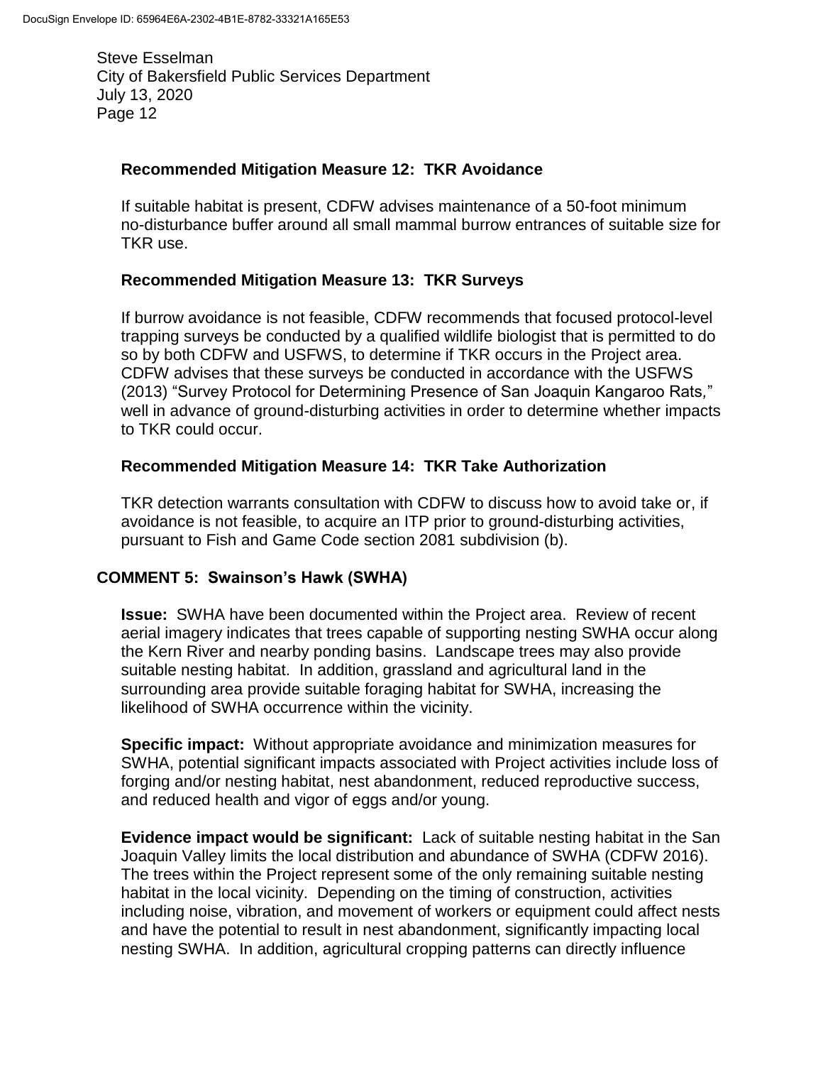### Recommended Mitigation Measure 12: TKR Avoidance

If suitable habitat is present, CDFW advises maintenance of a 50-foot minimum no-disturbance buffer around all small mammal burrow entrances of suitable size for TKR use.

### Recommended Mitigation Measure 13: TKR Surveys

If burrow avoidance is not feasible, CDFW recommends that focused protocol-level trapping surveys be conducted by a qualified wildlife biologist that is permitted to do so by both CDFW and USFWS, to determine if TKR occurs in the Project area. CDFW advises that these surveys be conducted in accordance with the USFWS (2013) "Survey Protocol for Determining Presence of San Joaquin Kangaroo Rats," well in advance of ground-disturbing activities in order to determine whether impacts to TKR could occur.

### Recommended Mitigation Measure 14: TKR Take Authorization

TKR detection warrants consultation with CDFW to discuss how to avoid take or, if avoidance is not feasible, to acquire an ITP prior to ground-disturbing activities, pursuant to Fish and Game Code section 2081 subdivision (b).

## COMMENT 5: Swainson's Hawk (SWHA)

**Issue:** SWHA have been documented within the Project area. Review of recent aerial imagery indicates that trees capable of supporting nesting SWHA occur along the Kern River and nearby ponding basins. Landscape trees may also provide suitable nesting habitat. In addition, grassland and agricultural land in the surrounding area provide suitable foraging habitat for SWHA, increasing the likelihood of SWHA occurrence within the vicinity.

**Specific impact:** Without appropriate avoidance and minimization measures for SWHA, potential significant impacts associated with Project activities include loss of forging and/or nesting habitat, nest abandonment, reduced reproductive success, and reduced health and vigor of eggs and/or young.

**Evidence impact would be significant:** Lack of suitable nesting habitat in the San Joaquin Valley limits the local distribution and abundance of SWHA (CDFW 2016). The trees within the Project represent some of the only remaining suitable nesting habitat in the local vicinity. Depending on the timing of construction, activities including noise, vibration, and movement of workers or equipment could affect nests and have the potential to result in nest abandonment, significantly impacting local nesting SWHA. In addition, agricultural cropping patterns can directly influence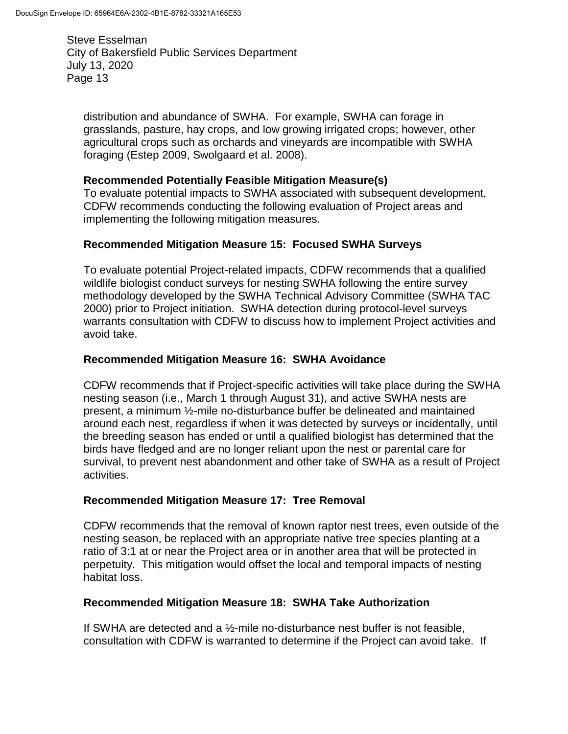distribution and abundance of SWHA. For example, SWHA can forage in grasslands, pasture, hay crops, and low growing irrigated crops; however, other agricultural crops such as orchards and vineyards are incompatible with SWHA foraging (Estep 2009, Swolgaard et al. 2008).

**Recommended Potentially Feasible Mitigation Measure(s)**
To evaluate potential impacts to SWHA associated with subsequent development, CDFW recommends conducting the following evaluation of Project areas and implementing the following mitigation measures.

**Recommended Mitigation Measure 15: Focused SWHA Surveys**

To evaluate potential Project-related impacts, CDFW recommends that a qualified wildlife biologist conduct surveys for nesting SWHA following the entire survey methodology developed by the SWHA Technical Advisory Committee (SWHA TAC 2000) prior to Project initiation. SWHA detection during protocol-level surveys warrants consultation with CDFW to discuss how to implement Project activities and avoid take.

**Recommended Mitigation Measure 16: SWHA Avoidance**

CDFW recommends that if Project-specific activities will take place during the SWHA nesting season (i.e., March 1 through August 31), and active SWHA nests are present, a minimum ½-mile no-disturbance buffer be delineated and maintained around each nest, regardless if when it was detected by surveys or incidentally, until the breeding season has ended or until a qualified biologist has determined that the birds have fledged and are no longer reliant upon the nest or parental care for survival, to prevent nest abandonment and other take of SWHA as a result of Project activities.

**Recommended Mitigation Measure 17: Tree Removal**

CDFW recommends that the removal of known raptor nest trees, even outside of the nesting season, be replaced with an appropriate native tree species planting at a ratio of 3:1 at or near the Project area or in another area that will be protected in perpetuity. This mitigation would offset the local and temporal impacts of nesting habitat loss.

**Recommended Mitigation Measure 18: SWHA Take Authorization**

If SWHA are detected and a ½-mile no-disturbance nest buffer is not feasible, consultation with CDFW is warranted to determine if the Project can avoid take. If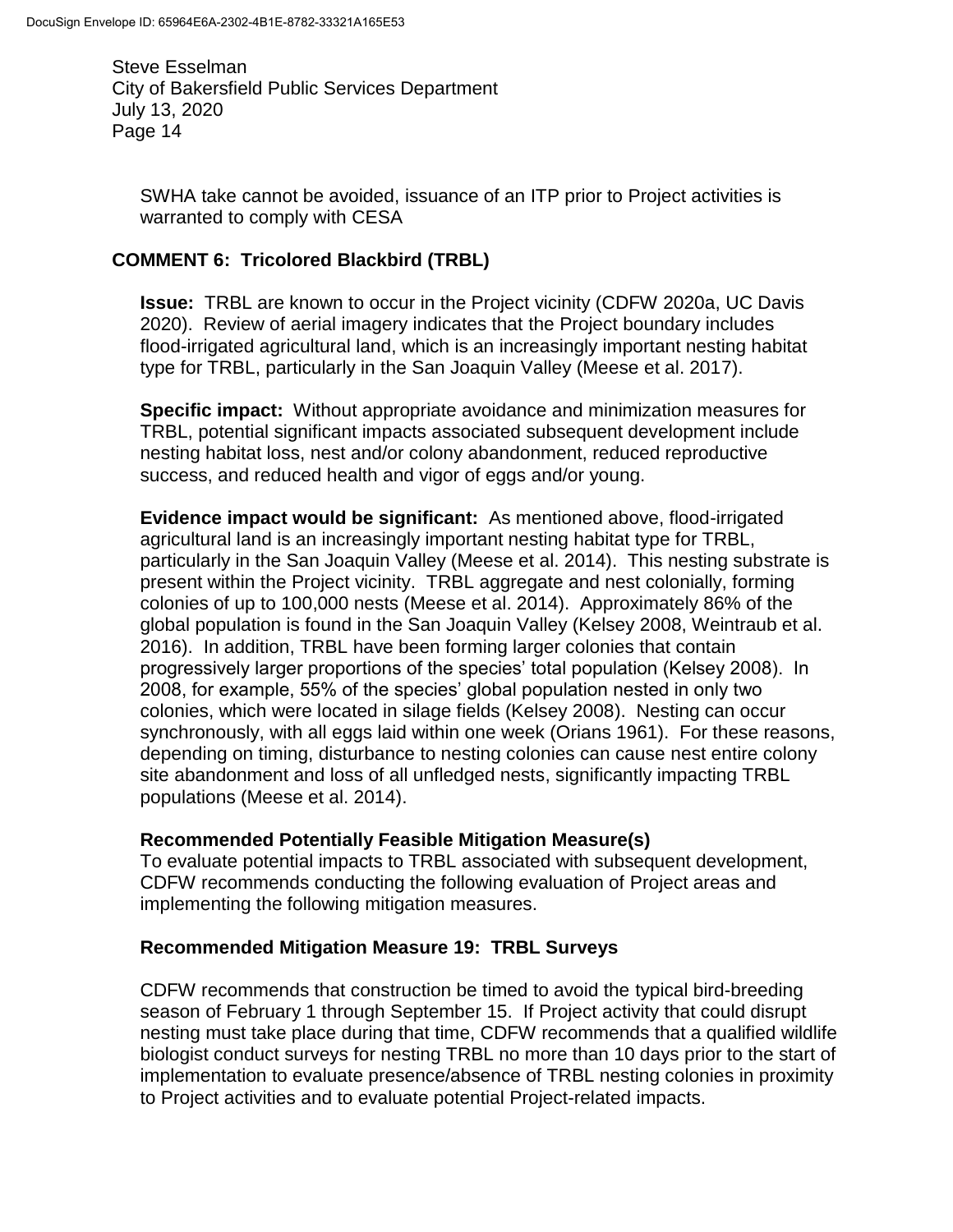SWHA take cannot be avoided, issuance of an ITP prior to Project activities is warranted to comply with CESA

## COMMENT 6: Tricolored Blackbird (TRBL)

**Issue:** TRBL are known to occur in the Project vicinity (CDFW 2020a, UC Davis 2020). Review of aerial imagery indicates that the Project boundary includes flood-irrigated agricultural land, which is an increasingly important nesting habitat type for TRBL, particularly in the San Joaquin Valley (Meese et al. 2017).

**Specific impact:** Without appropriate avoidance and minimization measures for TRBL, potential significant impacts associated subsequent development include nesting habitat loss, nest and/or colony abandonment, reduced reproductive success, and reduced health and vigor of eggs and/or young.

**Evidence impact would be significant:** As mentioned above, flood-irrigated agricultural land is an increasingly important nesting habitat type for TRBL, particularly in the San Joaquin Valley (Meese et al. 2014). This nesting substrate is present within the Project vicinity. TRBL aggregate and nest colonially, forming colonies of up to 100,000 nests (Meese et al. 2014). Approximately 86% of the global population is found in the San Joaquin Valley (Kelsey 2008, Weintraub et al. 2016). In addition, TRBL have been forming larger colonies that contain progressively larger proportions of the species' total population (Kelsey 2008). In 2008, for example, 55% of the species' global population nested in only two colonies, which were located in silage fields (Kelsey 2008). Nesting can occur synchronously, with all eggs laid within one week (Orians 1961). For these reasons, depending on timing, disturbance to nesting colonies can cause nest entire colony site abandonment and loss of all unfledged nests, significantly impacting TRBL populations (Meese et al. 2014).

### Recommended Potentially Feasible Mitigation Measure(s)

To evaluate potential impacts to TRBL associated with subsequent development, CDFW recommends conducting the following evaluation of Project areas and implementing the following mitigation measures.

### Recommended Mitigation Measure 19: TRBL Surveys

CDFW recommends that construction be timed to avoid the typical bird-breeding season of February 1 through September 15. If Project activity that could disrupt nesting must take place during that time, CDFW recommends that a qualified wildlife biologist conduct surveys for nesting TRBL no more than 10 days prior to the start of implementation to evaluate presence/absence of TRBL nesting colonies in proximity to Project activities and to evaluate potential Project-related impacts.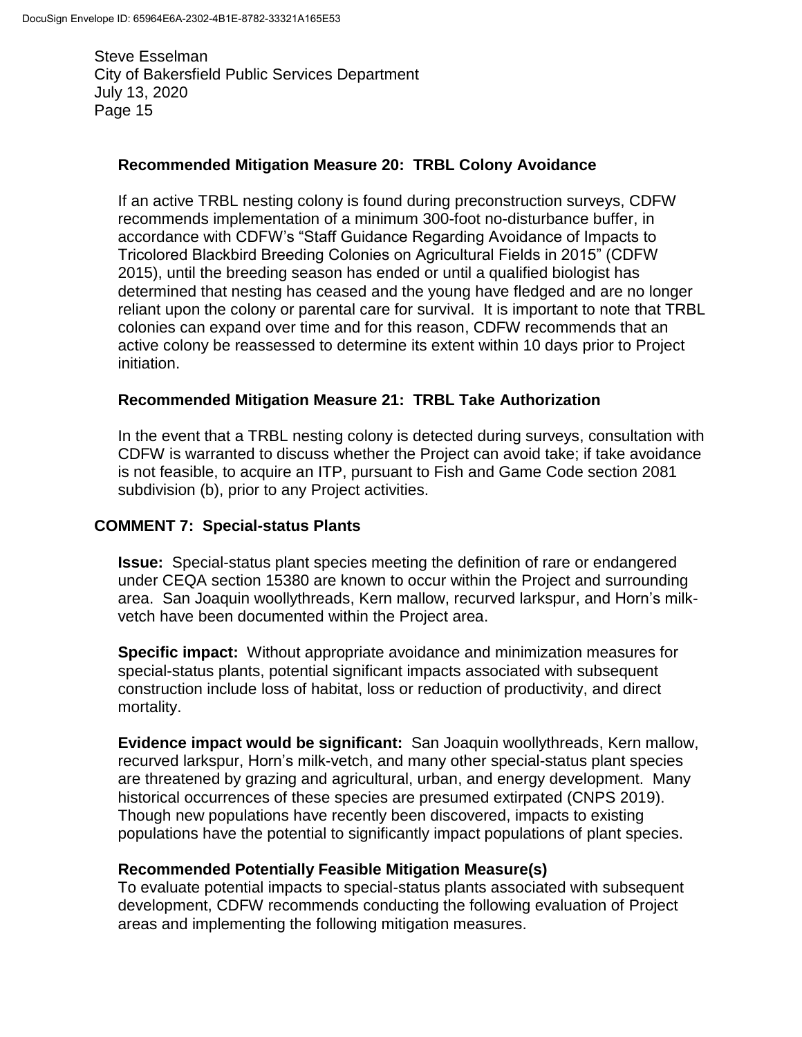**Recommended Mitigation Measure 20: TRBL Colony Avoidance**

If an active TRBL nesting colony is found during preconstruction surveys, CDFW recommends implementation of a minimum 300-foot no-disturbance buffer, in accordance with CDFW's "Staff Guidance Regarding Avoidance of Impacts to Tricolored Blackbird Breeding Colonies on Agricultural Fields in 2015" (CDFW 2015), until the breeding season has ended or until a qualified biologist has determined that nesting has ceased and the young have fledged and are no longer reliant upon the colony or parental care for survival. It is important to note that TRBL colonies can expand over time and for this reason, CDFW recommends that an active colony be reassessed to determine its extent within 10 days prior to Project initiation.

**Recommended Mitigation Measure 21: TRBL Take Authorization**

In the event that a TRBL nesting colony is detected during surveys, consultation with CDFW is warranted to discuss whether the Project can avoid take; if take avoidance is not feasible, to acquire an ITP, pursuant to Fish and Game Code section 2081 subdivision (b), prior to any Project activities.

## COMMENT 7: Special-status Plants

**Issue:** Special-status plant species meeting the definition of rare or endangered under CEQA section 15380 are known to occur within the Project and surrounding area. San Joaquin woollythreads, Kern mallow, recurved larkspur, and Horn's milk-vetch have been documented within the Project area.

**Specific impact:** Without appropriate avoidance and minimization measures for special-status plants, potential significant impacts associated with subsequent construction include loss of habitat, loss or reduction of productivity, and direct mortality.

**Evidence impact would be significant:** San Joaquin woollythreads, Kern mallow, recurved larkspur, Horn's milk-vetch, and many other special-status plant species are threatened by grazing and agricultural, urban, and energy development. Many historical occurrences of these species are presumed extirpated (CNPS 2019). Though new populations have recently been discovered, impacts to existing populations have the potential to significantly impact populations of plant species.

**Recommended Potentially Feasible Mitigation Measure(s)**
To evaluate potential impacts to special-status plants associated with subsequent development, CDFW recommends conducting the following evaluation of Project areas and implementing the following mitigation measures.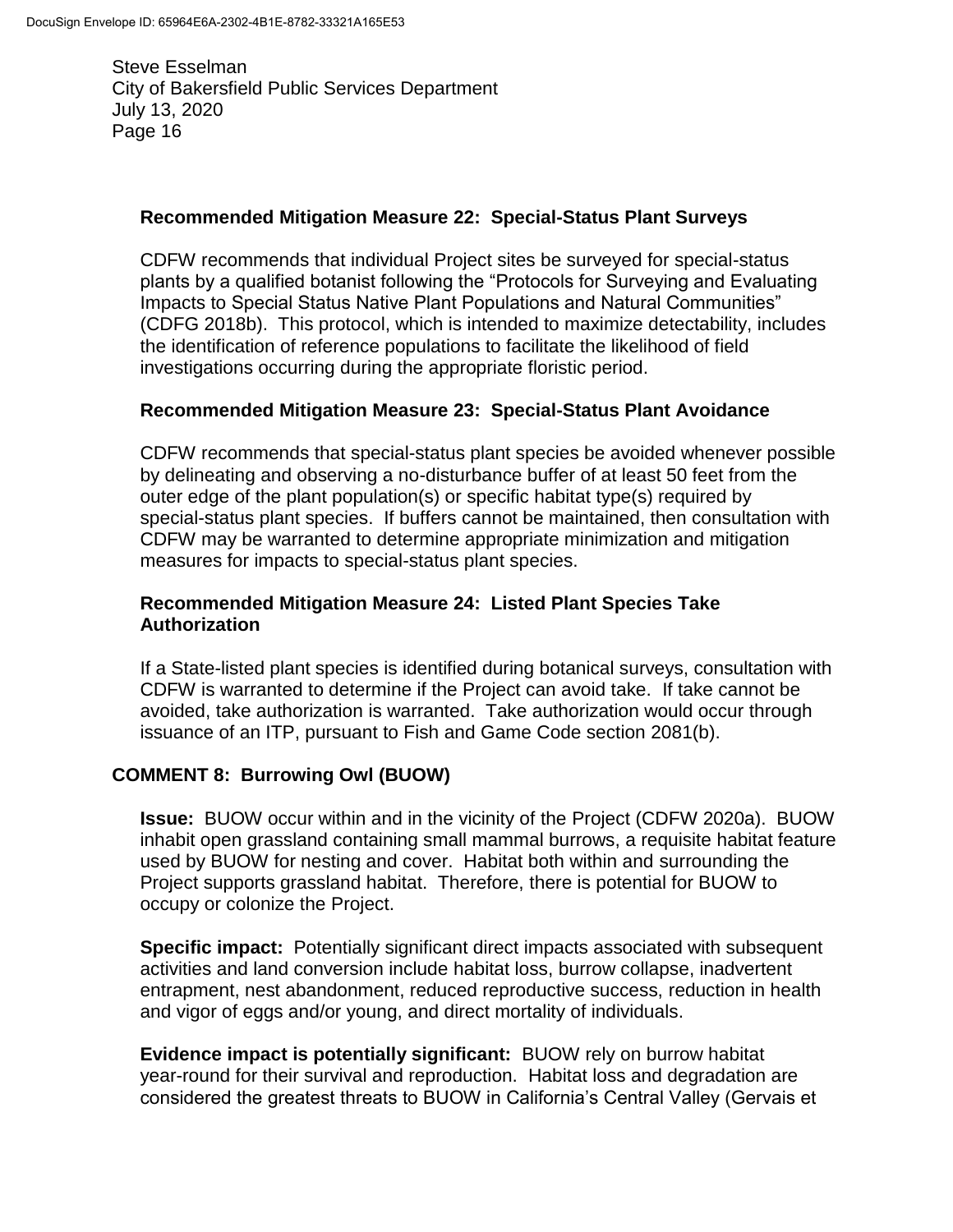**Recommended Mitigation Measure 22: Special-Status Plant Surveys**

CDFW recommends that individual Project sites be surveyed for special-status plants by a qualified botanist following the "Protocols for Surveying and Evaluating Impacts to Special Status Native Plant Populations and Natural Communities" (CDFG 2018b). This protocol, which is intended to maximize detectability, includes the identification of reference populations to facilitate the likelihood of field investigations occurring during the appropriate floristic period.

**Recommended Mitigation Measure 23: Special-Status Plant Avoidance**

CDFW recommends that special-status plant species be avoided whenever possible by delineating and observing a no-disturbance buffer of at least 50 feet from the outer edge of the plant population(s) or specific habitat type(s) required by special-status plant species. If buffers cannot be maintained, then consultation with CDFW may be warranted to determine appropriate minimization and mitigation measures for impacts to special-status plant species.

**Recommended Mitigation Measure 24: Listed Plant Species Take Authorization**

If a State-listed plant species is identified during botanical surveys, consultation with CDFW is warranted to determine if the Project can avoid take. If take cannot be avoided, take authorization is warranted. Take authorization would occur through issuance of an ITP, pursuant to Fish and Game Code section 2081(b).

## COMMENT 8: Burrowing Owl (BUOW)

**Issue:** BUOW occur within and in the vicinity of the Project (CDFW 2020a). BUOW inhabit open grassland containing small mammal burrows, a requisite habitat feature used by BUOW for nesting and cover. Habitat both within and surrounding the Project supports grassland habitat. Therefore, there is potential for BUOW to occupy or colonize the Project.

**Specific impact:** Potentially significant direct impacts associated with subsequent activities and land conversion include habitat loss, burrow collapse, inadvertent entrapment, nest abandonment, reduced reproductive success, reduction in health and vigor of eggs and/or young, and direct mortality of individuals.

**Evidence impact is potentially significant:** BUOW rely on burrow habitat year-round for their survival and reproduction. Habitat loss and degradation are considered the greatest threats to BUOW in California's Central Valley (Gervais et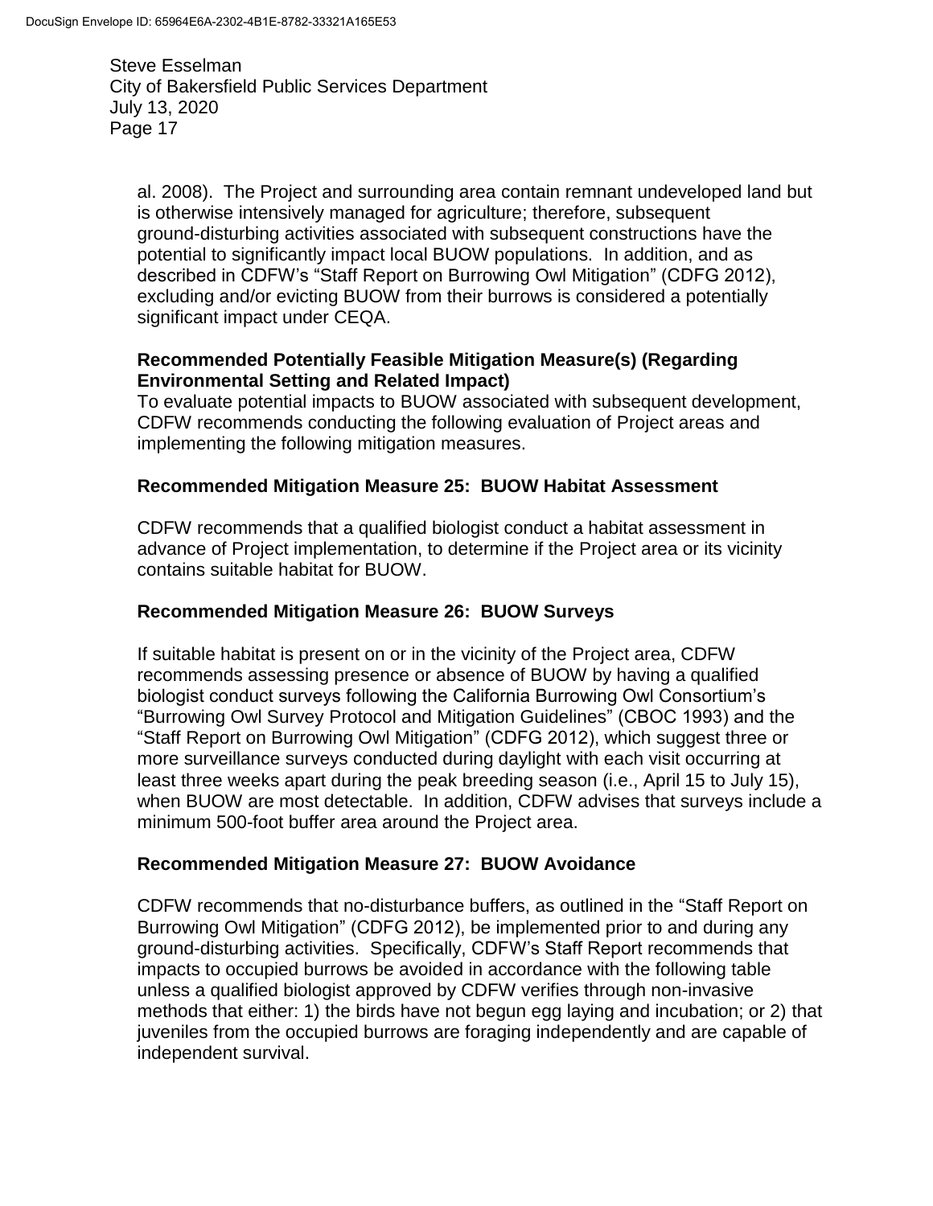al. 2008). The Project and surrounding area contain remnant undeveloped land but is otherwise intensively managed for agriculture; therefore, subsequent ground-disturbing activities associated with subsequent constructions have the potential to significantly impact local BUOW populations. In addition, and as described in CDFW's "Staff Report on Burrowing Owl Mitigation" (CDFG 2012), excluding and/or evicting BUOW from their burrows is considered a potentially significant impact under CEQA.

**Recommended Potentially Feasible Mitigation Measure(s) (Regarding Environmental Setting and Related Impact)**

To evaluate potential impacts to BUOW associated with subsequent development, CDFW recommends conducting the following evaluation of Project areas and implementing the following mitigation measures.

**Recommended Mitigation Measure 25: BUOW Habitat Assessment**

CDFW recommends that a qualified biologist conduct a habitat assessment in advance of Project implementation, to determine if the Project area or its vicinity contains suitable habitat for BUOW.

**Recommended Mitigation Measure 26: BUOW Surveys**

If suitable habitat is present on or in the vicinity of the Project area, CDFW recommends assessing presence or absence of BUOW by having a qualified biologist conduct surveys following the California Burrowing Owl Consortium's "Burrowing Owl Survey Protocol and Mitigation Guidelines" (CBOC 1993) and the "Staff Report on Burrowing Owl Mitigation" (CDFG 2012), which suggest three or more surveillance surveys conducted during daylight with each visit occurring at least three weeks apart during the peak breeding season (i.e., April 15 to July 15), when BUOW are most detectable. In addition, CDFW advises that surveys include a minimum 500-foot buffer area around the Project area.

**Recommended Mitigation Measure 27: BUOW Avoidance**

CDFW recommends that no-disturbance buffers, as outlined in the "Staff Report on Burrowing Owl Mitigation" (CDFG 2012), be implemented prior to and during any ground-disturbing activities. Specifically, CDFW's Staff Report recommends that impacts to occupied burrows be avoided in accordance with the following table unless a qualified biologist approved by CDFW verifies through non-invasive methods that either: 1) the birds have not begun egg laying and incubation; or 2) that juveniles from the occupied burrows are foraging independently and are capable of independent survival.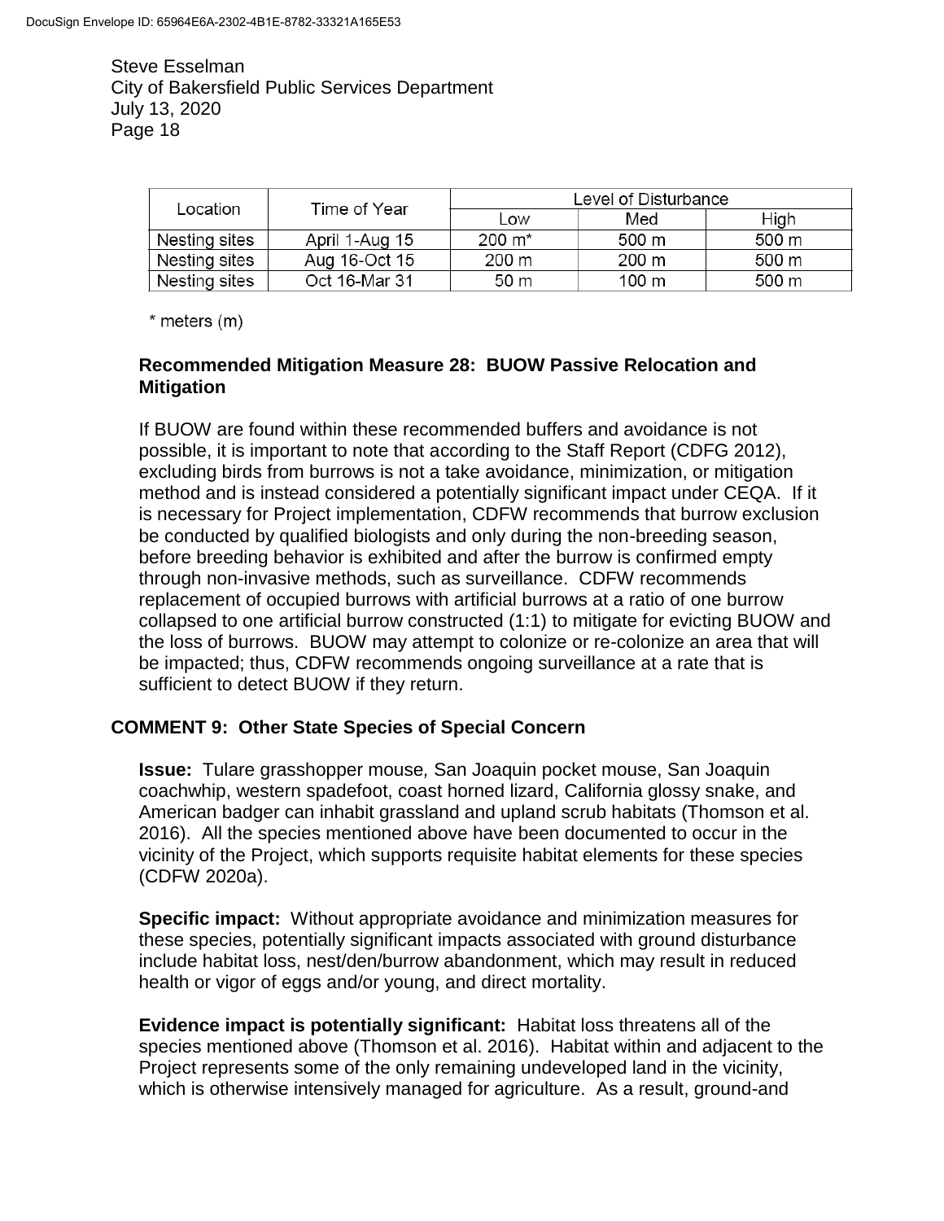| Location | Time of Year | Level of Disturbance | | |
|---|---|---|---|---|
| | | Low | Med | High |
| Nesting sites | April 1-Aug 15 | 200 m* | 500 m | 500 m |
| Nesting sites | Aug 16-Oct 15 | 200 m | 200 m | 500 m |
| Nesting sites | Oct 16-Mar 31 | 50 m | 100 m | 500 m |

\* meters (m)

**Recommended Mitigation Measure 28: BUOW Passive Relocation and Mitigation**

If BUOW are found within these recommended buffers and avoidance is not possible, it is important to note that according to the Staff Report (CDFG 2012), excluding birds from burrows is not a take avoidance, minimization, or mitigation method and is instead considered a potentially significant impact under CEQA. If it is necessary for Project implementation, CDFW recommends that burrow exclusion be conducted by qualified biologists and only during the non-breeding season, before breeding behavior is exhibited and after the burrow is confirmed empty through non-invasive methods, such as surveillance. CDFW recommends replacement of occupied burrows with artificial burrows at a ratio of one burrow collapsed to one artificial burrow constructed (1:1) to mitigate for evicting BUOW and the loss of burrows. BUOW may attempt to colonize or re-colonize an area that will be impacted; thus, CDFW recommends ongoing surveillance at a rate that is sufficient to detect BUOW if they return.

## COMMENT 9: Other State Species of Special Concern

**Issue:** Tulare grasshopper mouse*,* San Joaquin pocket mouse, San Joaquin coachwhip, western spadefoot, coast horned lizard, California glossy snake, and American badger can inhabit grassland and upland scrub habitats (Thomson et al. 2016). All the species mentioned above have been documented to occur in the vicinity of the Project, which supports requisite habitat elements for these species (CDFW 2020a).

**Specific impact:** Without appropriate avoidance and minimization measures for these species, potentially significant impacts associated with ground disturbance include habitat loss, nest/den/burrow abandonment, which may result in reduced health or vigor of eggs and/or young, and direct mortality.

**Evidence impact is potentially significant:** Habitat loss threatens all of the species mentioned above (Thomson et al. 2016). Habitat within and adjacent to the Project represents some of the only remaining undeveloped land in the vicinity, which is otherwise intensively managed for agriculture. As a result, ground-and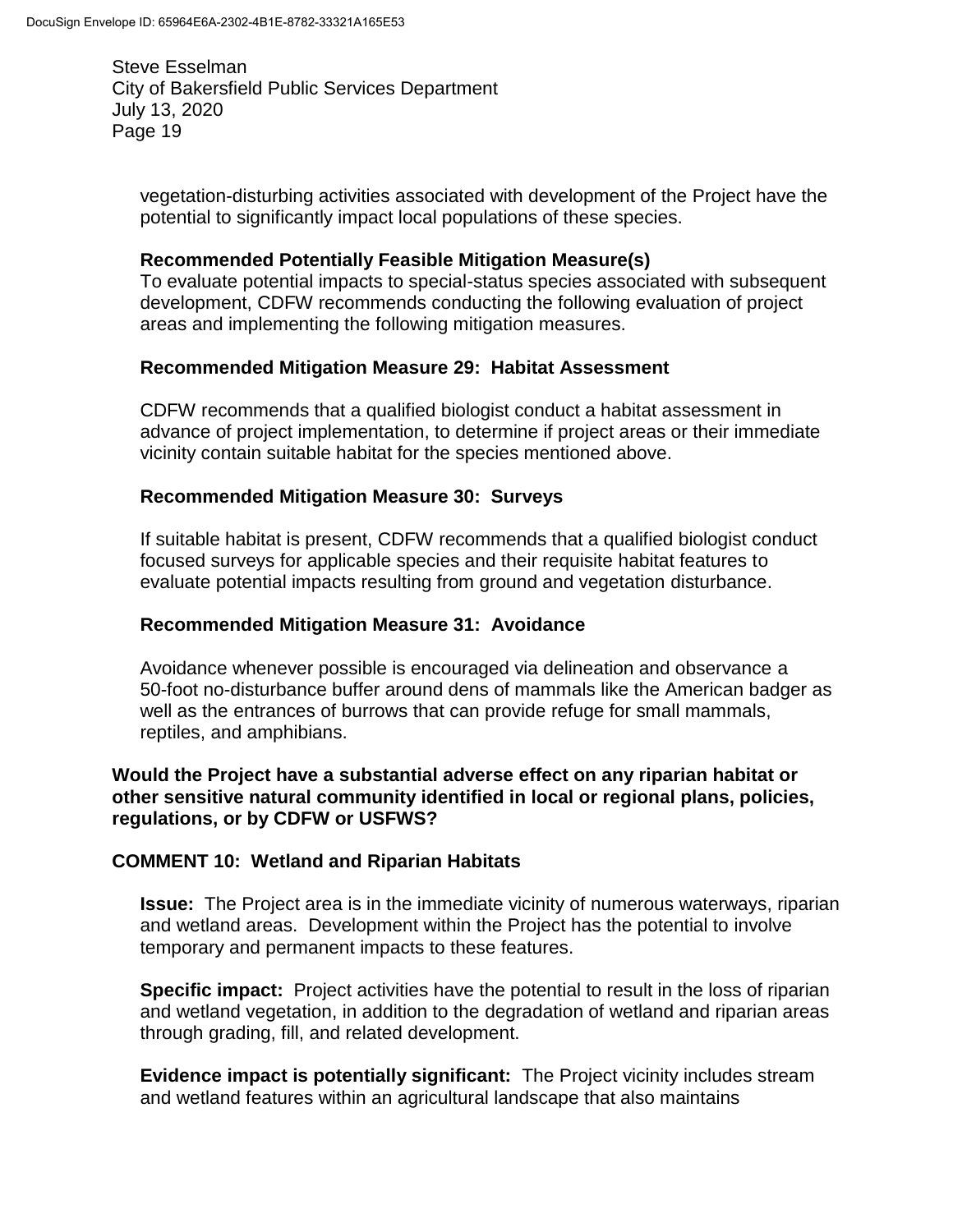vegetation-disturbing activities associated with development of the Project have the potential to significantly impact local populations of these species.

**Recommended Potentially Feasible Mitigation Measure(s)**
To evaluate potential impacts to special-status species associated with subsequent development, CDFW recommends conducting the following evaluation of project areas and implementing the following mitigation measures.

**Recommended Mitigation Measure 29: Habitat Assessment**

CDFW recommends that a qualified biologist conduct a habitat assessment in advance of project implementation, to determine if project areas or their immediate vicinity contain suitable habitat for the species mentioned above.

**Recommended Mitigation Measure 30: Surveys**

If suitable habitat is present, CDFW recommends that a qualified biologist conduct focused surveys for applicable species and their requisite habitat features to evaluate potential impacts resulting from ground and vegetation disturbance.

**Recommended Mitigation Measure 31: Avoidance**

Avoidance whenever possible is encouraged via delineation and observance a 50-foot no-disturbance buffer around dens of mammals like the American badger as well as the entrances of burrows that can provide refuge for small mammals, reptiles, and amphibians.

**Would the Project have a substantial adverse effect on any riparian habitat or other sensitive natural community identified in local or regional plans, policies, regulations, or by CDFW or USFWS?**

**COMMENT 10: Wetland and Riparian Habitats**

**Issue:** The Project area is in the immediate vicinity of numerous waterways, riparian and wetland areas. Development within the Project has the potential to involve temporary and permanent impacts to these features.

**Specific impact:** Project activities have the potential to result in the loss of riparian and wetland vegetation, in addition to the degradation of wetland and riparian areas through grading, fill, and related development.

**Evidence impact is potentially significant:** The Project vicinity includes stream and wetland features within an agricultural landscape that also maintains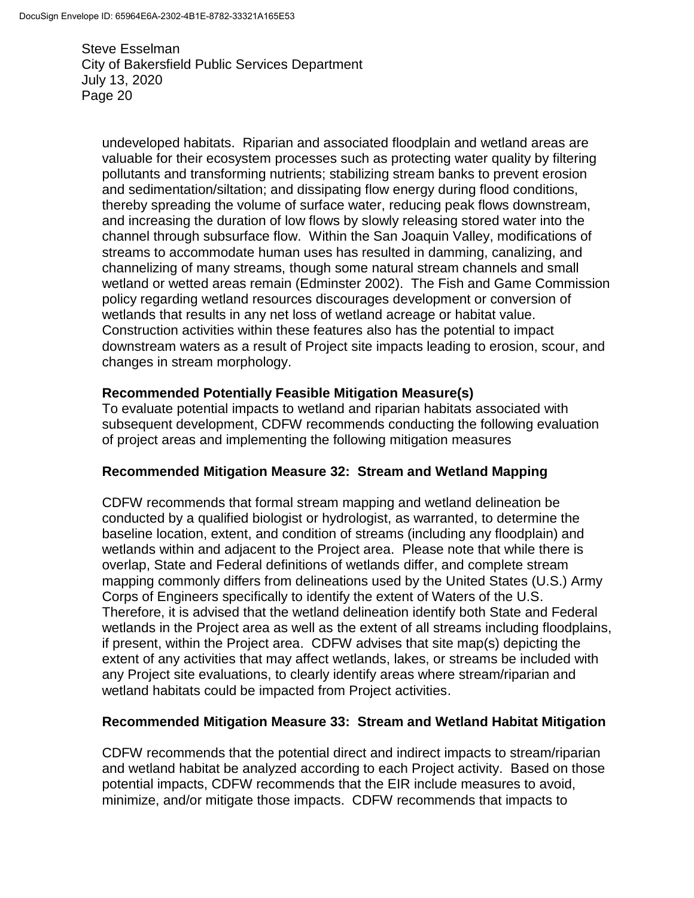undeveloped habitats. Riparian and associated floodplain and wetland areas are valuable for their ecosystem processes such as protecting water quality by filtering pollutants and transforming nutrients; stabilizing stream banks to prevent erosion and sedimentation/siltation; and dissipating flow energy during flood conditions, thereby spreading the volume of surface water, reducing peak flows downstream, and increasing the duration of low flows by slowly releasing stored water into the channel through subsurface flow. Within the San Joaquin Valley, modifications of streams to accommodate human uses has resulted in damming, canalizing, and channelizing of many streams, though some natural stream channels and small wetland or wetted areas remain (Edminster 2002). The Fish and Game Commission policy regarding wetland resources discourages development or conversion of wetlands that results in any net loss of wetland acreage or habitat value. Construction activities within these features also has the potential to impact downstream waters as a result of Project site impacts leading to erosion, scour, and changes in stream morphology.

**Recommended Potentially Feasible Mitigation Measure(s)**

To evaluate potential impacts to wetland and riparian habitats associated with subsequent development, CDFW recommends conducting the following evaluation of project areas and implementing the following mitigation measures

**Recommended Mitigation Measure 32: Stream and Wetland Mapping**

CDFW recommends that formal stream mapping and wetland delineation be conducted by a qualified biologist or hydrologist, as warranted, to determine the baseline location, extent, and condition of streams (including any floodplain) and wetlands within and adjacent to the Project area. Please note that while there is overlap, State and Federal definitions of wetlands differ, and complete stream mapping commonly differs from delineations used by the United States (U.S.) Army Corps of Engineers specifically to identify the extent of Waters of the U.S. Therefore, it is advised that the wetland delineation identify both State and Federal wetlands in the Project area as well as the extent of all streams including floodplains, if present, within the Project area. CDFW advises that site map(s) depicting the extent of any activities that may affect wetlands, lakes, or streams be included with any Project site evaluations, to clearly identify areas where stream/riparian and wetland habitats could be impacted from Project activities.

**Recommended Mitigation Measure 33: Stream and Wetland Habitat Mitigation**

CDFW recommends that the potential direct and indirect impacts to stream/riparian and wetland habitat be analyzed according to each Project activity. Based on those potential impacts, CDFW recommends that the EIR include measures to avoid, minimize, and/or mitigate those impacts. CDFW recommends that impacts to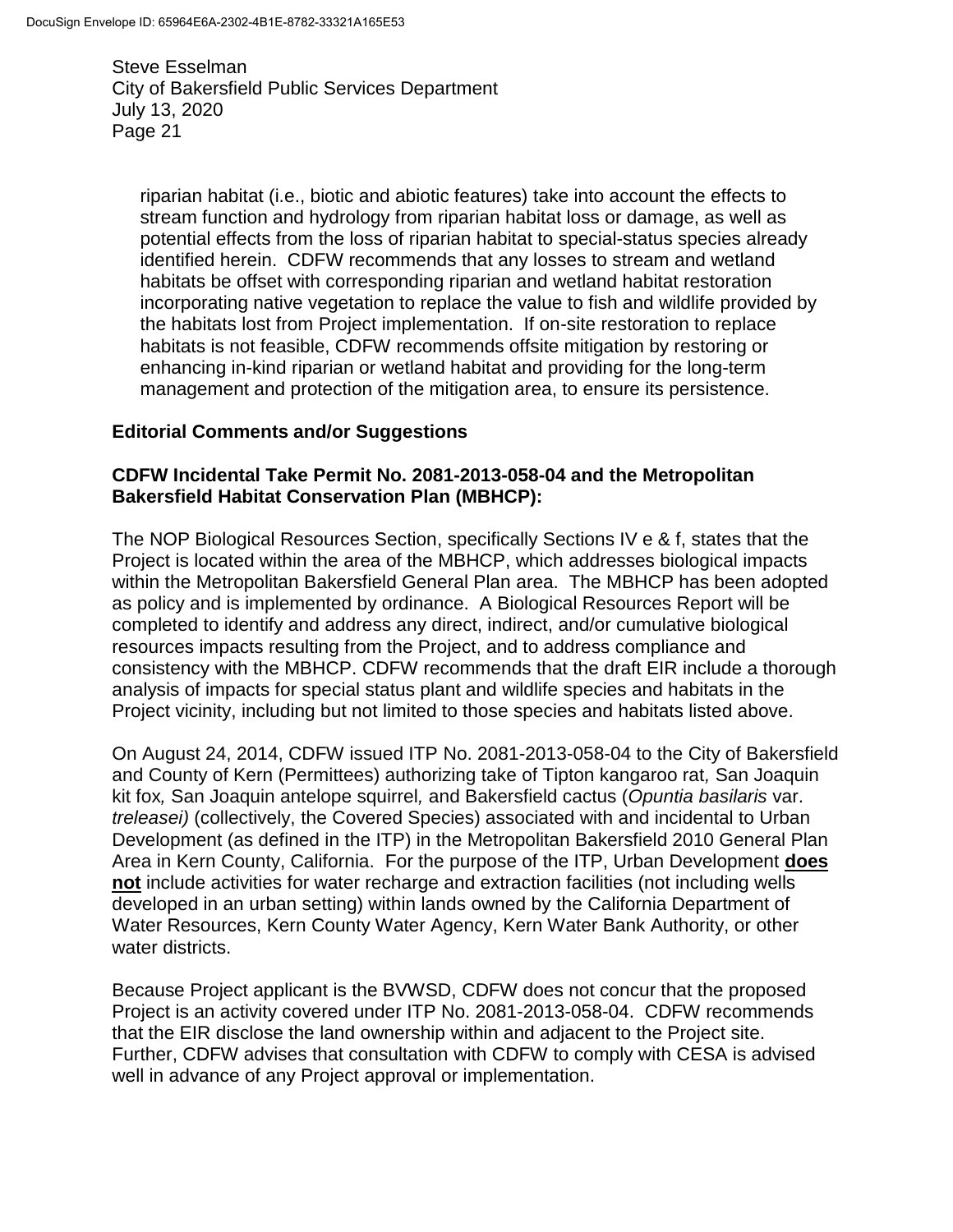riparian habitat (i.e., biotic and abiotic features) take into account the effects to stream function and hydrology from riparian habitat loss or damage, as well as potential effects from the loss of riparian habitat to special-status species already identified herein. CDFW recommends that any losses to stream and wetland habitats be offset with corresponding riparian and wetland habitat restoration incorporating native vegetation to replace the value to fish and wildlife provided by the habitats lost from Project implementation. If on-site restoration to replace habitats is not feasible, CDFW recommends offsite mitigation by restoring or enhancing in-kind riparian or wetland habitat and providing for the long-term management and protection of the mitigation area, to ensure its persistence.

**Editorial Comments and/or Suggestions**

**CDFW Incidental Take Permit No. 2081-2013-058-04 and the Metropolitan Bakersfield Habitat Conservation Plan (MBHCP):**

The NOP Biological Resources Section, specifically Sections IV e & f, states that the Project is located within the area of the MBHCP, which addresses biological impacts within the Metropolitan Bakersfield General Plan area. The MBHCP has been adopted as policy and is implemented by ordinance. A Biological Resources Report will be completed to identify and address any direct, indirect, and/or cumulative biological resources impacts resulting from the Project, and to address compliance and consistency with the MBHCP. CDFW recommends that the draft EIR include a thorough analysis of impacts for special status plant and wildlife species and habitats in the Project vicinity, including but not limited to those species and habitats listed above.

On August 24, 2014, CDFW issued ITP No. 2081-2013-058-04 to the City of Bakersfield and County of Kern (Permittees) authorizing take of Tipton kangaroo rat, San Joaquin kit fox, San Joaquin antelope squirrel, and Bakersfield cactus (*Opuntia basilaris* var. *treleasei)* (collectively, the Covered Species) associated with and incidental to Urban Development (as defined in the ITP) in the Metropolitan Bakersfield 2010 General Plan Area in Kern County, California. For the purpose of the ITP, Urban Development **does not** include activities for water recharge and extraction facilities (not including wells developed in an urban setting) within lands owned by the California Department of Water Resources, Kern County Water Agency, Kern Water Bank Authority, or other water districts.

Because Project applicant is the BVWSD, CDFW does not concur that the proposed Project is an activity covered under ITP No. 2081-2013-058-04. CDFW recommends that the EIR disclose the land ownership within and adjacent to the Project site. Further, CDFW advises that consultation with CDFW to comply with CESA is advised well in advance of any Project approval or implementation.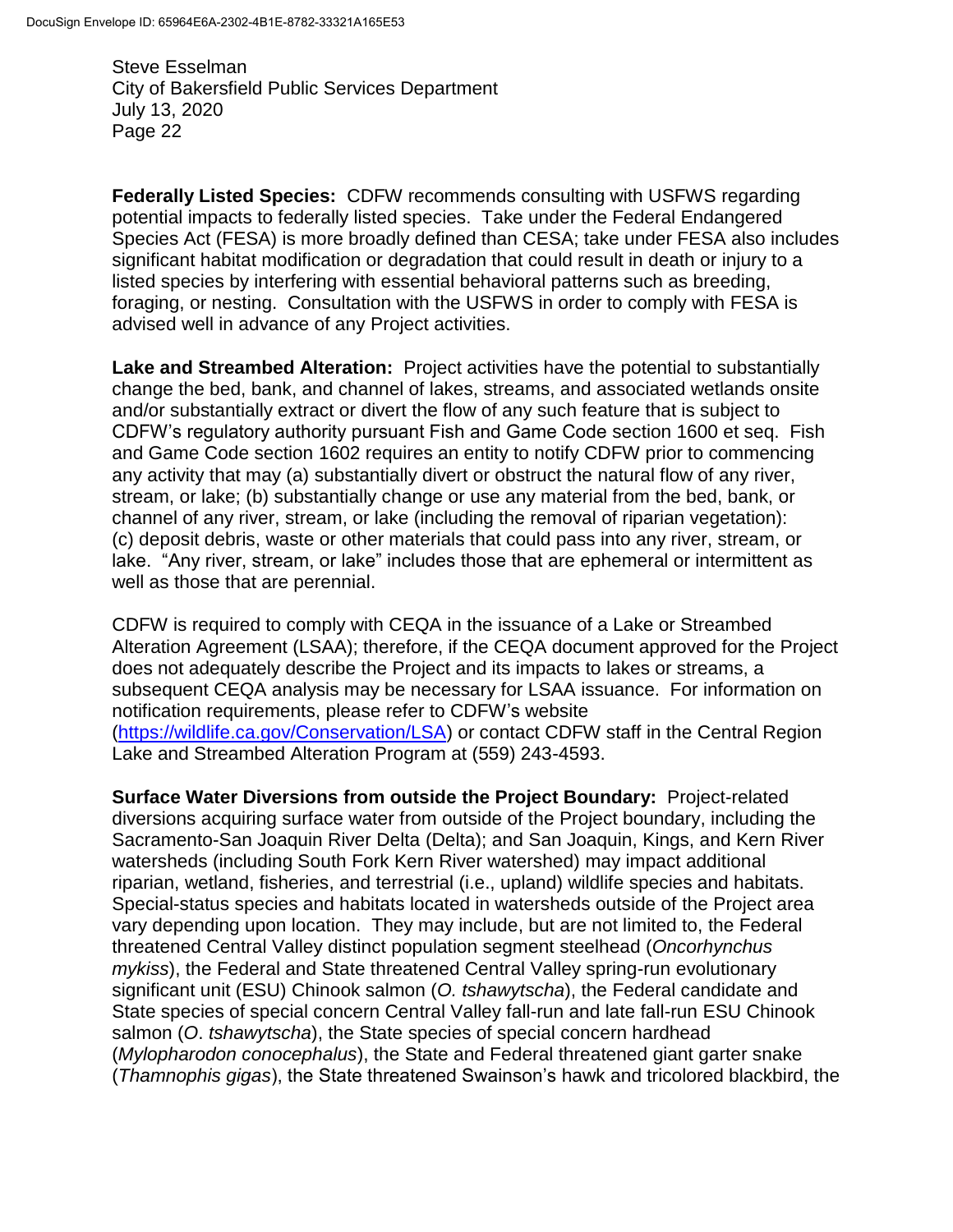**Federally Listed Species:** CDFW recommends consulting with USFWS regarding potential impacts to federally listed species. Take under the Federal Endangered Species Act (FESA) is more broadly defined than CESA; take under FESA also includes significant habitat modification or degradation that could result in death or injury to a listed species by interfering with essential behavioral patterns such as breeding, foraging, or nesting. Consultation with the USFWS in order to comply with FESA is advised well in advance of any Project activities.

**Lake and Streambed Alteration:** Project activities have the potential to substantially change the bed, bank, and channel of lakes, streams, and associated wetlands onsite and/or substantially extract or divert the flow of any such feature that is subject to CDFW's regulatory authority pursuant Fish and Game Code section 1600 et seq. Fish and Game Code section 1602 requires an entity to notify CDFW prior to commencing any activity that may (a) substantially divert or obstruct the natural flow of any river, stream, or lake; (b) substantially change or use any material from the bed, bank, or channel of any river, stream, or lake (including the removal of riparian vegetation): (c) deposit debris, waste or other materials that could pass into any river, stream, or lake. "Any river, stream, or lake" includes those that are ephemeral or intermittent as well as those that are perennial.

CDFW is required to comply with CEQA in the issuance of a Lake or Streambed Alteration Agreement (LSAA); therefore, if the CEQA document approved for the Project does not adequately describe the Project and its impacts to lakes or streams, a subsequent CEQA analysis may be necessary for LSAA issuance. For information on notification requirements, please refer to CDFW's website (https://wildlife.ca.gov/Conservation/LSA) or contact CDFW staff in the Central Region Lake and Streambed Alteration Program at (559) 243-4593.

**Surface Water Diversions from outside the Project Boundary:** Project-related diversions acquiring surface water from outside of the Project boundary, including the Sacramento-San Joaquin River Delta (Delta); and San Joaquin, Kings, and Kern River watersheds (including South Fork Kern River watershed) may impact additional riparian, wetland, fisheries, and terrestrial (i.e., upland) wildlife species and habitats. Special-status species and habitats located in watersheds outside of the Project area vary depending upon location. They may include, but are not limited to, the Federal threatened Central Valley distinct population segment steelhead (*Oncorhynchus mykiss*), the Federal and State threatened Central Valley spring-run evolutionary significant unit (ESU) Chinook salmon (*O. tshawytscha*), the Federal candidate and State species of special concern Central Valley fall-run and late fall-run ESU Chinook salmon (*O. tshawytscha*), the State species of special concern hardhead (*Mylopharodon conocephalus*), the State and Federal threatened giant garter snake (*Thamnophis gigas*), the State threatened Swainson's hawk and tricolored blackbird, the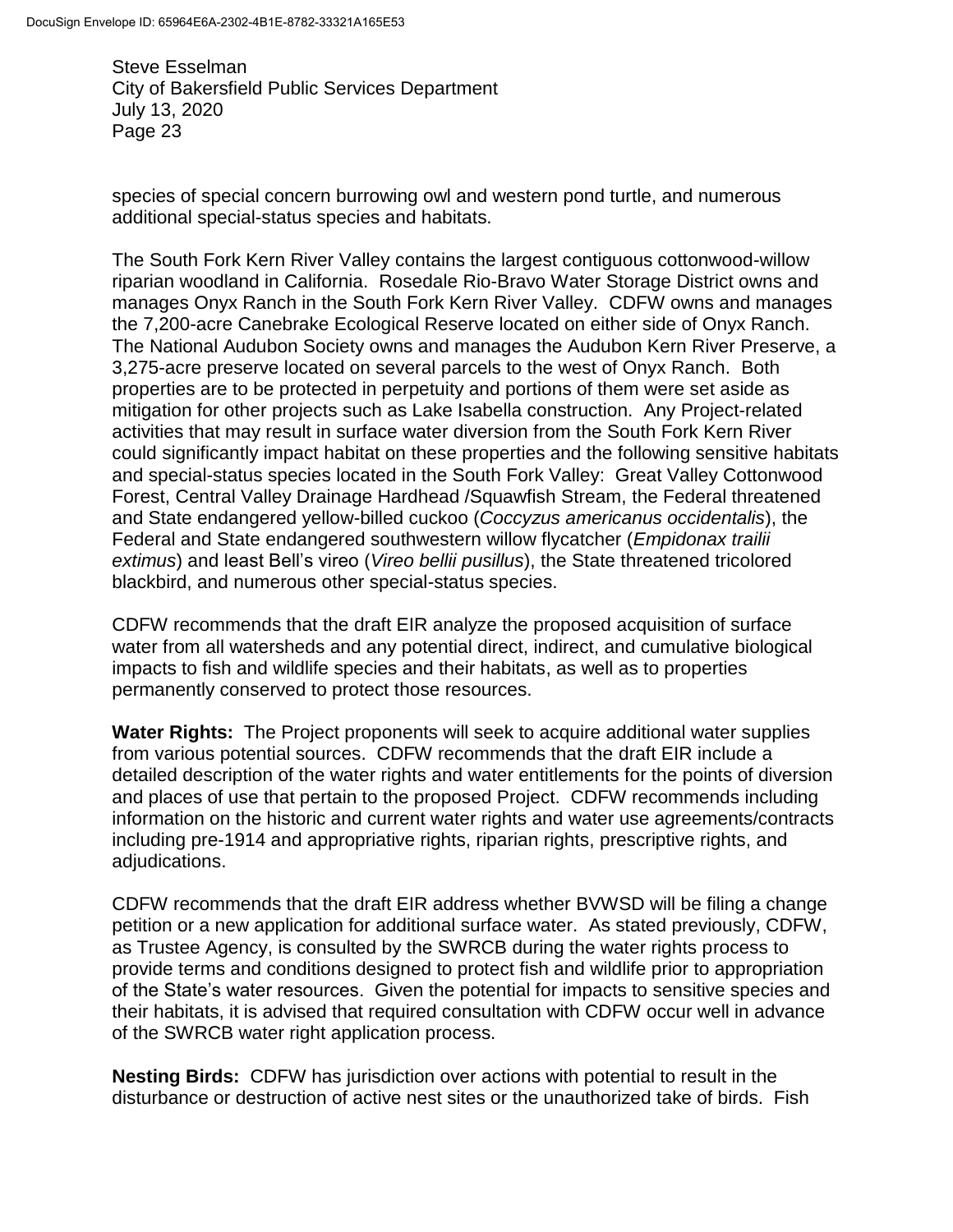species of special concern burrowing owl and western pond turtle, and numerous additional special-status species and habitats.

The South Fork Kern River Valley contains the largest contiguous cottonwood-willow riparian woodland in California. Rosedale Rio-Bravo Water Storage District owns and manages Onyx Ranch in the South Fork Kern River Valley. CDFW owns and manages the 7,200-acre Canebrake Ecological Reserve located on either side of Onyx Ranch. The National Audubon Society owns and manages the Audubon Kern River Preserve, a 3,275-acre preserve located on several parcels to the west of Onyx Ranch. Both properties are to be protected in perpetuity and portions of them were set aside as mitigation for other projects such as Lake Isabella construction. Any Project-related activities that may result in surface water diversion from the South Fork Kern River could significantly impact habitat on these properties and the following sensitive habitats and special-status species located in the South Fork Valley: Great Valley Cottonwood Forest, Central Valley Drainage Hardhead /Squawfish Stream, the Federal threatened and State endangered yellow-billed cuckoo (*Coccyzus americanus occidentalis*), the Federal and State endangered southwestern willow flycatcher (*Empidonax trailii extimus*) and least Bell's vireo (*Vireo bellii pusillus*), the State threatened tricolored blackbird, and numerous other special-status species.

CDFW recommends that the draft EIR analyze the proposed acquisition of surface water from all watersheds and any potential direct, indirect, and cumulative biological impacts to fish and wildlife species and their habitats, as well as to properties permanently conserved to protect those resources.

**Water Rights:** The Project proponents will seek to acquire additional water supplies from various potential sources. CDFW recommends that the draft EIR include a detailed description of the water rights and water entitlements for the points of diversion and places of use that pertain to the proposed Project. CDFW recommends including information on the historic and current water rights and water use agreements/contracts including pre-1914 and appropriative rights, riparian rights, prescriptive rights, and adjudications.

CDFW recommends that the draft EIR address whether BVWSD will be filing a change petition or a new application for additional surface water. As stated previously, CDFW, as Trustee Agency, is consulted by the SWRCB during the water rights process to provide terms and conditions designed to protect fish and wildlife prior to appropriation of the State's water resources. Given the potential for impacts to sensitive species and their habitats, it is advised that required consultation with CDFW occur well in advance of the SWRCB water right application process.

**Nesting Birds:** CDFW has jurisdiction over actions with potential to result in the disturbance or destruction of active nest sites or the unauthorized take of birds. Fish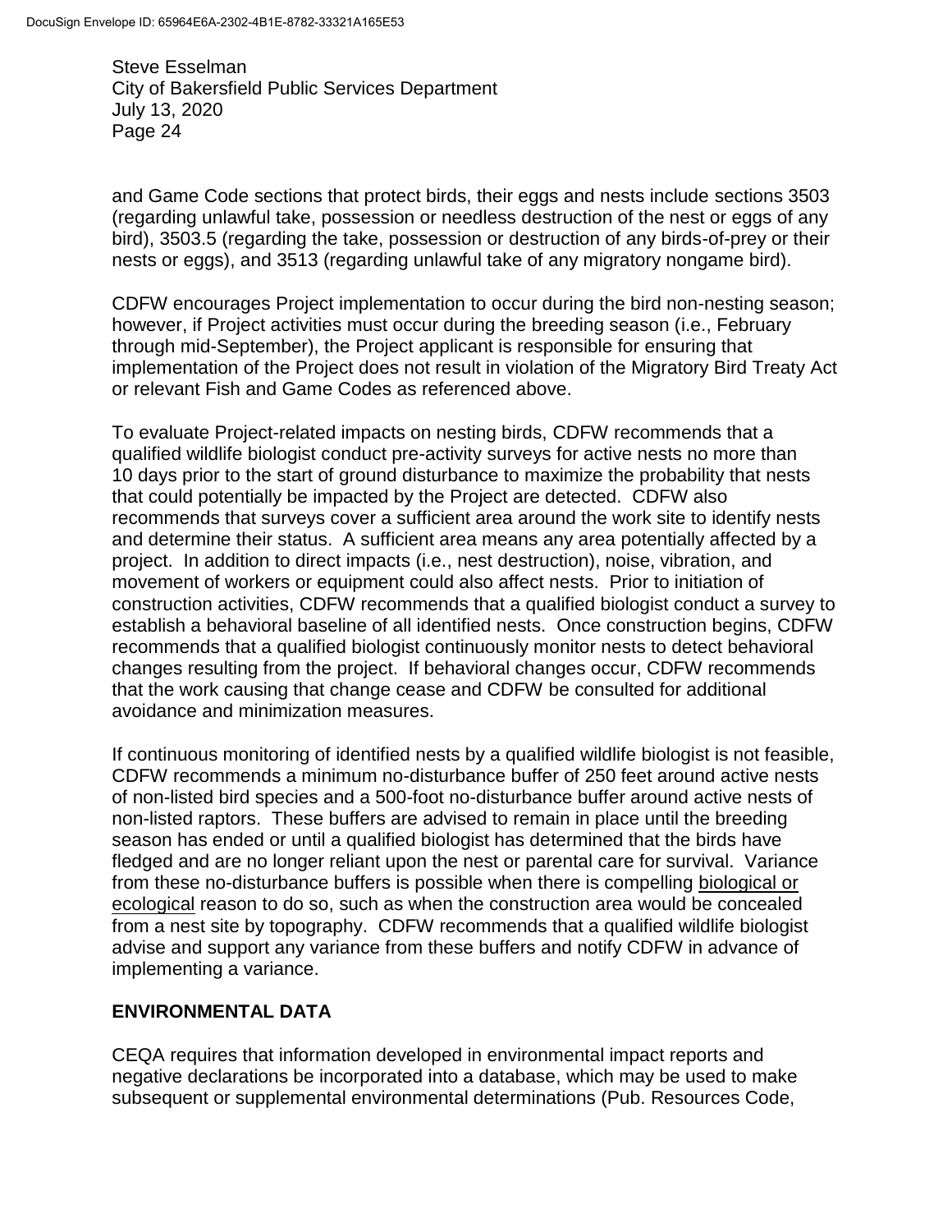and Game Code sections that protect birds, their eggs and nests include sections 3503 (regarding unlawful take, possession or needless destruction of the nest or eggs of any bird), 3503.5 (regarding the take, possession or destruction of any birds-of-prey or their nests or eggs), and 3513 (regarding unlawful take of any migratory nongame bird).

CDFW encourages Project implementation to occur during the bird non-nesting season; however, if Project activities must occur during the breeding season (i.e., February through mid-September), the Project applicant is responsible for ensuring that implementation of the Project does not result in violation of the Migratory Bird Treaty Act or relevant Fish and Game Codes as referenced above.

To evaluate Project-related impacts on nesting birds, CDFW recommends that a qualified wildlife biologist conduct pre-activity surveys for active nests no more than 10 days prior to the start of ground disturbance to maximize the probability that nests that could potentially be impacted by the Project are detected. CDFW also recommends that surveys cover a sufficient area around the work site to identify nests and determine their status. A sufficient area means any area potentially affected by a project. In addition to direct impacts (i.e., nest destruction), noise, vibration, and movement of workers or equipment could also affect nests. Prior to initiation of construction activities, CDFW recommends that a qualified biologist conduct a survey to establish a behavioral baseline of all identified nests. Once construction begins, CDFW recommends that a qualified biologist continuously monitor nests to detect behavioral changes resulting from the project. If behavioral changes occur, CDFW recommends that the work causing that change cease and CDFW be consulted for additional avoidance and minimization measures.

If continuous monitoring of identified nests by a qualified wildlife biologist is not feasible, CDFW recommends a minimum no-disturbance buffer of 250 feet around active nests of non-listed bird species and a 500-foot no-disturbance buffer around active nests of non-listed raptors. These buffers are advised to remain in place until the breeding season has ended or until a qualified biologist has determined that the birds have fledged and are no longer reliant upon the nest or parental care for survival. Variance from these no-disturbance buffers is possible when there is compelling biological or ecological reason to do so, such as when the construction area would be concealed from a nest site by topography. CDFW recommends that a qualified wildlife biologist advise and support any variance from these buffers and notify CDFW in advance of implementing a variance.

## ENVIRONMENTAL DATA

CEQA requires that information developed in environmental impact reports and negative declarations be incorporated into a database, which may be used to make subsequent or supplemental environmental determinations (Pub. Resources Code,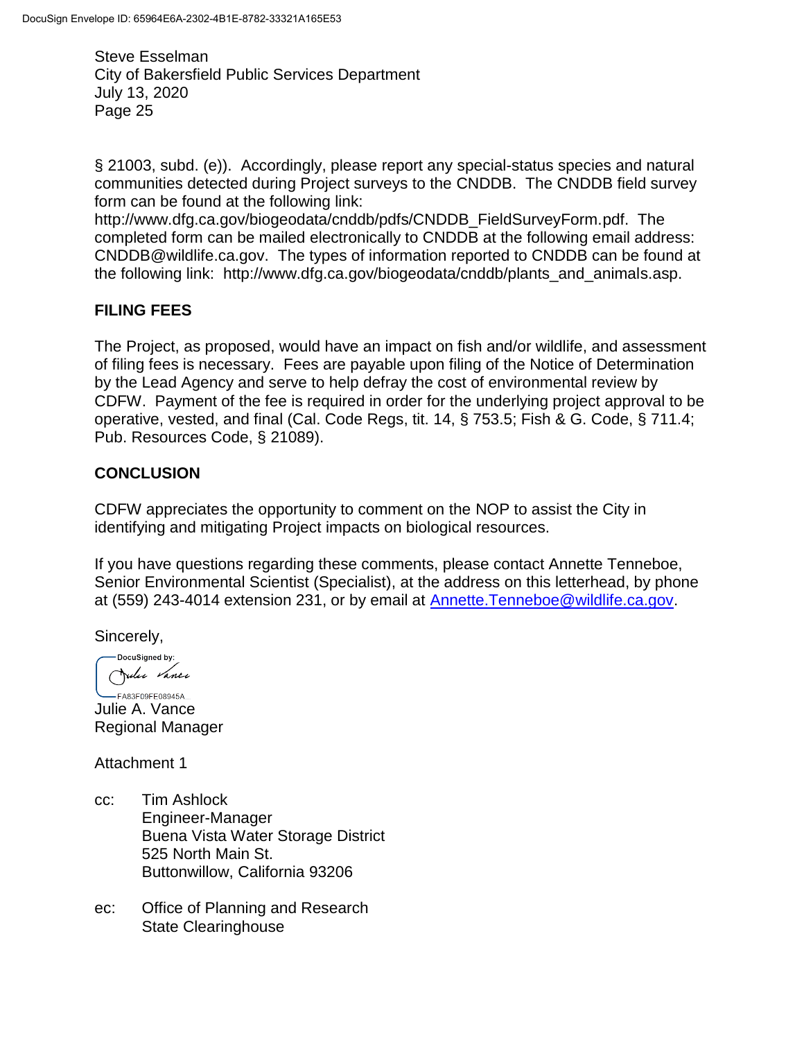§ 21003, subd. (e)). Accordingly, please report any special-status species and natural communities detected during Project surveys to the CNDDB. The CNDDB field survey form can be found at the following link: http://www.dfg.ca.gov/biogeodata/cnddb/pdfs/CNDDB_FieldSurveyForm.pdf. The completed form can be mailed electronically to CNDDB at the following email address: CNDDB@wildlife.ca.gov. The types of information reported to CNDDB can be found at the following link: http://www.dfg.ca.gov/biogeodata/cnddb/plants_and_animals.asp.

## FILING FEES

The Project, as proposed, would have an impact on fish and/or wildlife, and assessment of filing fees is necessary. Fees are payable upon filing of the Notice of Determination by the Lead Agency and serve to help defray the cost of environmental review by CDFW. Payment of the fee is required in order for the underlying project approval to be operative, vested, and final (Cal. Code Regs, tit. 14, § 753.5; Fish & G. Code, § 711.4; Pub. Resources Code, § 21089).

## CONCLUSION

CDFW appreciates the opportunity to comment on the NOP to assist the City in identifying and mitigating Project impacts on biological resources.

If you have questions regarding these comments, please contact Annette Tenneboe, Senior Environmental Scientist (Specialist), at the address on this letterhead, by phone at (559) 243-4014 extension 231, or by email at Annette.Tenneboe@wildlife.ca.gov.

Sincerely,

DocuSigned by:
Julie Vance
FA83F09FE08945A...

Julie A. Vance
Regional Manager

Attachment 1

cc: Tim Ashlock
Engineer-Manager
Buena Vista Water Storage District
525 North Main St.
Buttonwillow, California 93206

ec: Office of Planning and Research
State Clearinghouse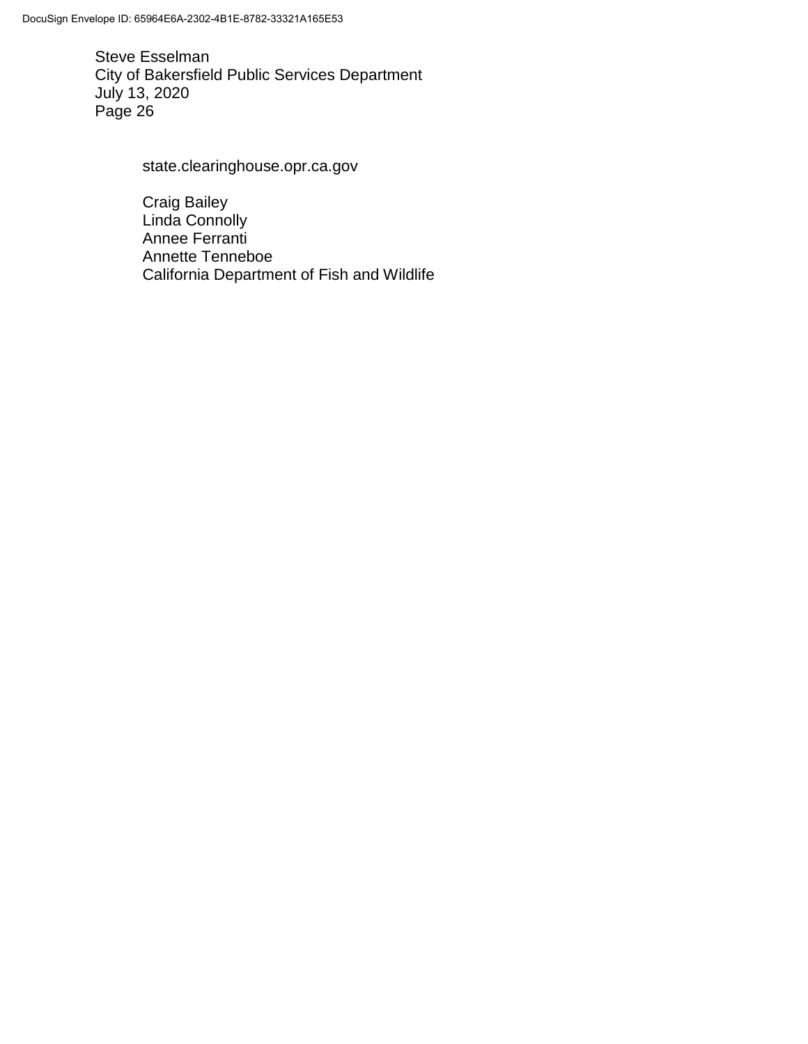state.clearinghouse.opr.ca.gov

Craig Bailey
Linda Connolly
Annee Ferranti
Annette Tenneboe
California Department of Fish and Wildlife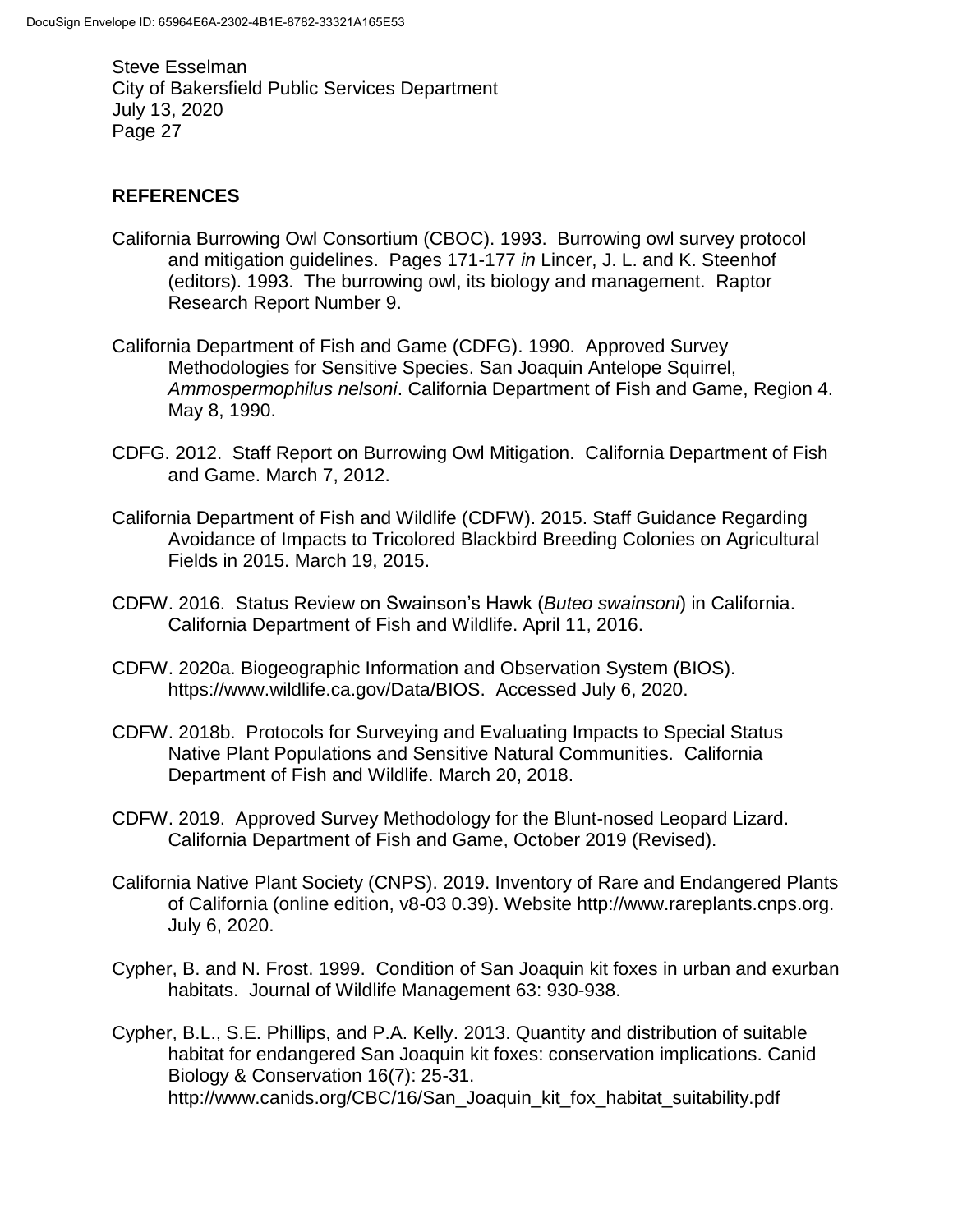## REFERENCES

California Burrowing Owl Consortium (CBOC). 1993. Burrowing owl survey protocol and mitigation guidelines. Pages 171-177 *in* Lincer, J. L. and K. Steenhof (editors). 1993. The burrowing owl, its biology and management. Raptor Research Report Number 9.

California Department of Fish and Game (CDFG). 1990. Approved Survey Methodologies for Sensitive Species. San Joaquin Antelope Squirrel, *Ammospermophilus nelsoni*. California Department of Fish and Game, Region 4. May 8, 1990.

CDFG. 2012. Staff Report on Burrowing Owl Mitigation. California Department of Fish and Game. March 7, 2012.

California Department of Fish and Wildlife (CDFW). 2015. Staff Guidance Regarding Avoidance of Impacts to Tricolored Blackbird Breeding Colonies on Agricultural Fields in 2015. March 19, 2015.

CDFW. 2016. Status Review on Swainson's Hawk (*Buteo swainsoni*) in California. California Department of Fish and Wildlife. April 11, 2016.

CDFW. 2020a. Biogeographic Information and Observation System (BIOS). https://www.wildlife.ca.gov/Data/BIOS. Accessed July 6, 2020.

CDFW. 2018b. Protocols for Surveying and Evaluating Impacts to Special Status Native Plant Populations and Sensitive Natural Communities. California Department of Fish and Wildlife. March 20, 2018.

CDFW. 2019. Approved Survey Methodology for the Blunt-nosed Leopard Lizard. California Department of Fish and Game, October 2019 (Revised).

California Native Plant Society (CNPS). 2019. Inventory of Rare and Endangered Plants of California (online edition, v8-03 0.39). Website http://www.rareplants.cnps.org. July 6, 2020.

Cypher, B. and N. Frost. 1999. Condition of San Joaquin kit foxes in urban and exurban habitats. Journal of Wildlife Management 63: 930-938.

Cypher, B.L., S.E. Phillips, and P.A. Kelly. 2013. Quantity and distribution of suitable habitat for endangered San Joaquin kit foxes: conservation implications. Canid Biology & Conservation 16(7): 25-31. http://www.canids.org/CBC/16/San_Joaquin_kit_fox_habitat_suitability.pdf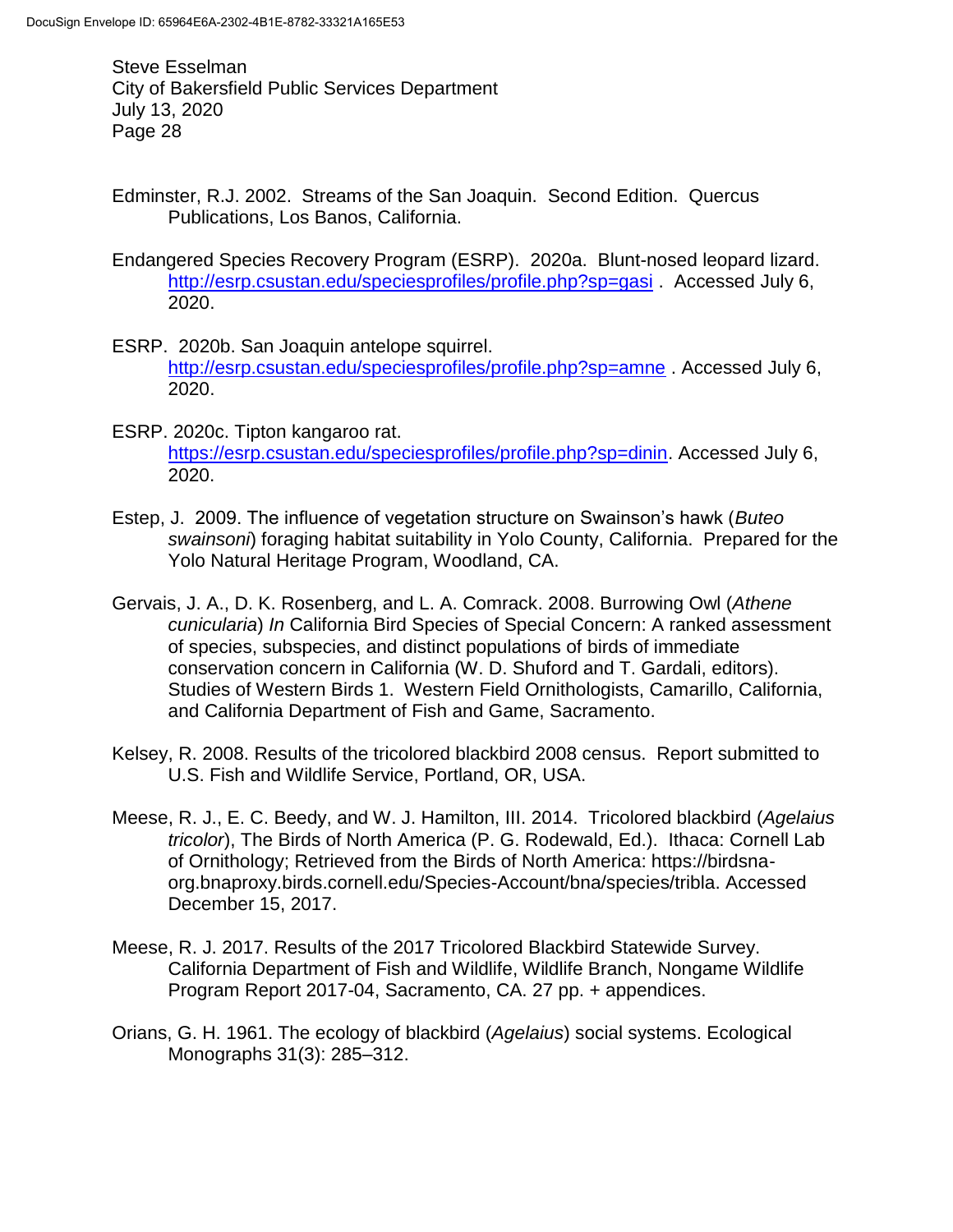Edminster, R.J. 2002. Streams of the San Joaquin. Second Edition. Quercus Publications, Los Banos, California.

Endangered Species Recovery Program (ESRP). 2020a. Blunt-nosed leopard lizard. http://esrp.csustan.edu/speciesprofiles/profile.php?sp=gasi . Accessed July 6, 2020.

ESRP. 2020b. San Joaquin antelope squirrel. http://esrp.csustan.edu/speciesprofiles/profile.php?sp=amne . Accessed July 6, 2020.

ESRP. 2020c. Tipton kangaroo rat. https://esrp.csustan.edu/speciesprofiles/profile.php?sp=dinin. Accessed July 6, 2020.

Estep, J. 2009. The influence of vegetation structure on Swainson's hawk (*Buteo swainsoni*) foraging habitat suitability in Yolo County, California. Prepared for the Yolo Natural Heritage Program, Woodland, CA.

Gervais, J. A., D. K. Rosenberg, and L. A. Comrack. 2008. Burrowing Owl (*Athene cunicularia*) *In* California Bird Species of Special Concern: A ranked assessment of species, subspecies, and distinct populations of birds of immediate conservation concern in California (W. D. Shuford and T. Gardali, editors). Studies of Western Birds 1. Western Field Ornithologists, Camarillo, California, and California Department of Fish and Game, Sacramento.

Kelsey, R. 2008. Results of the tricolored blackbird 2008 census. Report submitted to U.S. Fish and Wildlife Service, Portland, OR, USA.

Meese, R. J., E. C. Beedy, and W. J. Hamilton, III. 2014. Tricolored blackbird (*Agelaius tricolor*), The Birds of North America (P. G. Rodewald, Ed.). Ithaca: Cornell Lab of Ornithology; Retrieved from the Birds of North America: https://birdsna-org.bnaproxy.birds.cornell.edu/Species-Account/bna/species/tribla. Accessed December 15, 2017.

Meese, R. J. 2017. Results of the 2017 Tricolored Blackbird Statewide Survey. California Department of Fish and Wildlife, Wildlife Branch, Nongame Wildlife Program Report 2017-04, Sacramento, CA. 27 pp. + appendices.

Orians, G. H. 1961. The ecology of blackbird (*Agelaius*) social systems. Ecological Monographs 31(3): 285–312.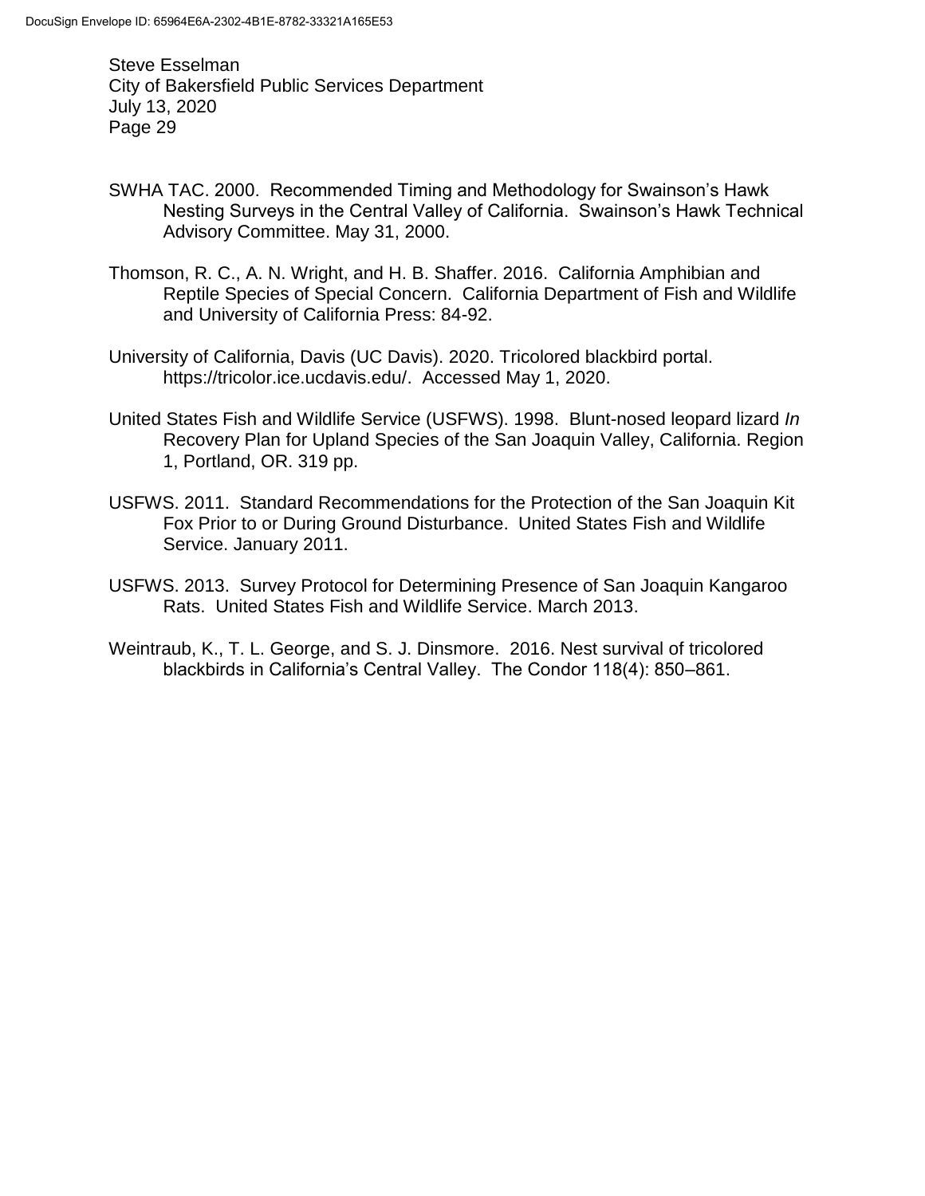SWHA TAC. 2000. Recommended Timing and Methodology for Swainson's Hawk Nesting Surveys in the Central Valley of California. Swainson's Hawk Technical Advisory Committee. May 31, 2000.

Thomson, R. C., A. N. Wright, and H. B. Shaffer. 2016. California Amphibian and Reptile Species of Special Concern. California Department of Fish and Wildlife and University of California Press: 84-92.

University of California, Davis (UC Davis). 2020. Tricolored blackbird portal. https://tricolor.ice.ucdavis.edu/. Accessed May 1, 2020.

United States Fish and Wildlife Service (USFWS). 1998. Blunt-nosed leopard lizard *In* Recovery Plan for Upland Species of the San Joaquin Valley, California. Region 1, Portland, OR. 319 pp.

USFWS. 2011. Standard Recommendations for the Protection of the San Joaquin Kit Fox Prior to or During Ground Disturbance. United States Fish and Wildlife Service. January 2011.

USFWS. 2013. Survey Protocol for Determining Presence of San Joaquin Kangaroo Rats. United States Fish and Wildlife Service. March 2013.

Weintraub, K., T. L. George, and S. J. Dinsmore. 2016. Nest survival of tricolored blackbirds in California's Central Valley. The Condor 118(4): 850–861.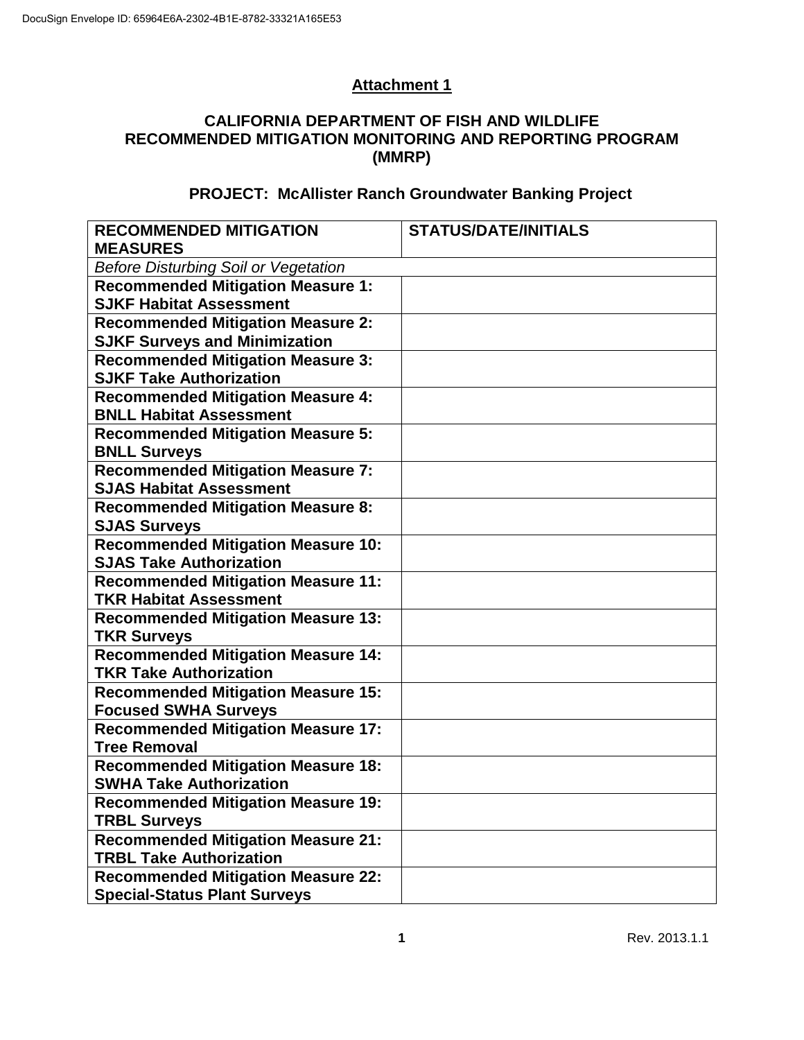## Attachment 1

## CALIFORNIA DEPARTMENT OF FISH AND WILDLIFE RECOMMENDED MITIGATION MONITORING AND REPORTING PROGRAM (MMRP)

### PROJECT: McAllister Ranch Groundwater Banking Project

| RECOMMENDED MITIGATION MEASURES | STATUS/DATE/INITIALS |
|---|---|
| *Before Disturbing Soil or Vegetation* | |
| **Recommended Mitigation Measure 1: SJKF Habitat Assessment** | |
| **Recommended Mitigation Measure 2: SJKF Surveys and Minimization** | |
| **Recommended Mitigation Measure 3: SJKF Take Authorization** | |
| **Recommended Mitigation Measure 4: BNLL Habitat Assessment** | |
| **Recommended Mitigation Measure 5: BNLL Surveys** | |
| **Recommended Mitigation Measure 7: SJAS Habitat Assessment** | |
| **Recommended Mitigation Measure 8: SJAS Surveys** | |
| **Recommended Mitigation Measure 10: SJAS Take Authorization** | |
| **Recommended Mitigation Measure 11: TKR Habitat Assessment** | |
| **Recommended Mitigation Measure 13: TKR Surveys** | |
| **Recommended Mitigation Measure 14: TKR Take Authorization** | |
| **Recommended Mitigation Measure 15: Focused SWHA Surveys** | |
| **Recommended Mitigation Measure 17: Tree Removal** | |
| **Recommended Mitigation Measure 18: SWHA Take Authorization** | |
| **Recommended Mitigation Measure 19: TRBL Surveys** | |
| **Recommended Mitigation Measure 21: TRBL Take Authorization** | |
| **Recommended Mitigation Measure 22: Special-Status Plant Surveys** | |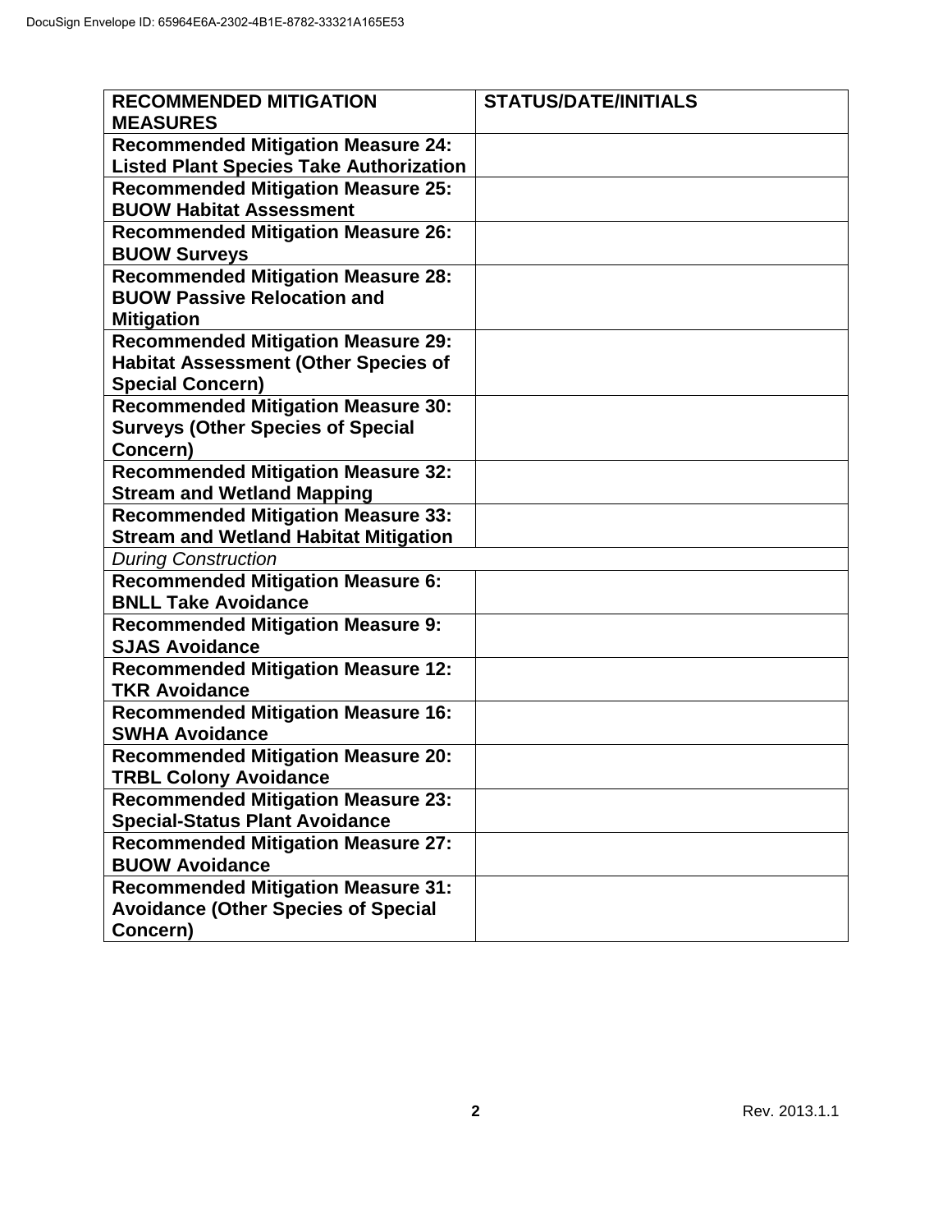| **RECOMMENDED MITIGATION MEASURES** | **STATUS/DATE/INITIALS** |
|---|---|
| **Recommended Mitigation Measure 24: Listed Plant Species Take Authorization** | |
| **Recommended Mitigation Measure 25: BUOW Habitat Assessment** | |
| **Recommended Mitigation Measure 26: BUOW Surveys** | |
| **Recommended Mitigation Measure 28: BUOW Passive Relocation and Mitigation** | |
| **Recommended Mitigation Measure 29: Habitat Assessment (Other Species of Special Concern)** | |
| **Recommended Mitigation Measure 30: Surveys (Other Species of Special Concern)** | |
| **Recommended Mitigation Measure 32: Stream and Wetland Mapping** | |
| **Recommended Mitigation Measure 33: Stream and Wetland Habitat Mitigation** | |
| *During Construction* | |
| **Recommended Mitigation Measure 6: BNLL Take Avoidance** | |
| **Recommended Mitigation Measure 9: SJAS Avoidance** | |
| **Recommended Mitigation Measure 12: TKR Avoidance** | |
| **Recommended Mitigation Measure 16: SWHA Avoidance** | |
| **Recommended Mitigation Measure 20: TRBL Colony Avoidance** | |
| **Recommended Mitigation Measure 23: Special-Status Plant Avoidance** | |
| **Recommended Mitigation Measure 27: BUOW Avoidance** | |
| **Recommended Mitigation Measure 31: Avoidance (Other Species of Special Concern)** | |